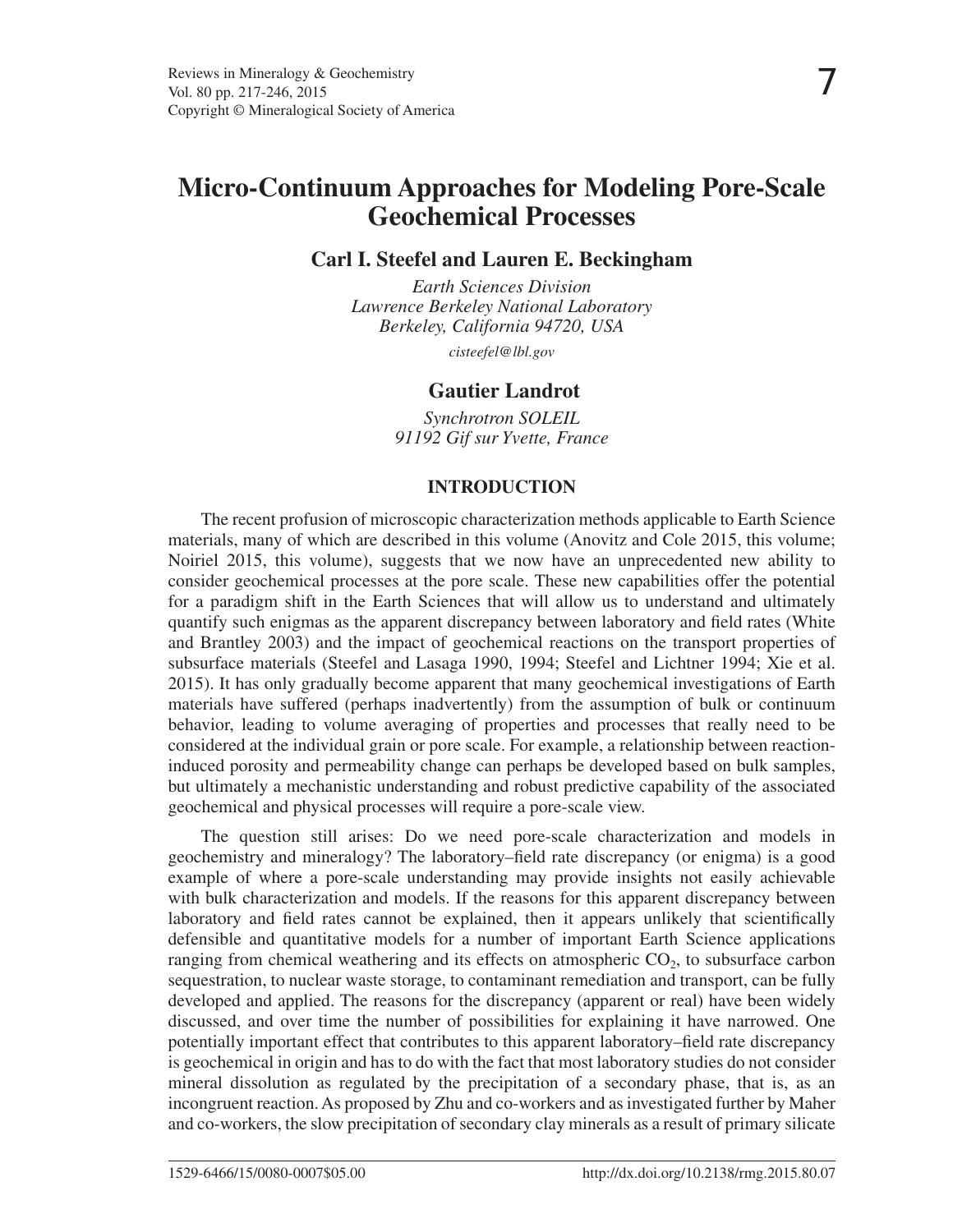# Micro-Continuum Approaches for Modeling Pore-Scale Geochemical Processes

**Carl I. Steefel and Lauren E. Beckingham**

*Earth Sciences Division*
*Lawrence Berkeley National Laboratory*
*Berkeley, California 94720, USA*

*cisteefel@lbl.gov*

**Gautier Landrot**

*Synchrotron SOLEIL*
*91192 Gif sur Yvette, France*

## INTRODUCTION

The recent profusion of microscopic characterization methods applicable to Earth Science materials, many of which are described in this volume (Anovitz and Cole 2015, this volume; Noiriel 2015, this volume), suggests that we now have an unprecedented new ability to consider geochemical processes at the pore scale. These new capabilities offer the potential for a paradigm shift in the Earth Sciences that will allow us to understand and ultimately quantify such enigmas as the apparent discrepancy between laboratory and field rates (White and Brantley 2003) and the impact of geochemical reactions on the transport properties of subsurface materials (Steefel and Lasaga 1990, 1994; Steefel and Lichtner 1994; Xie et al. 2015). It has only gradually become apparent that many geochemical investigations of Earth materials have suffered (perhaps inadvertently) from the assumption of bulk or continuum behavior, leading to volume averaging of properties and processes that really need to be considered at the individual grain or pore scale. For example, a relationship between reaction-induced porosity and permeability change can perhaps be developed based on bulk samples, but ultimately a mechanistic understanding and robust predictive capability of the associated geochemical and physical processes will require a pore-scale view.

The question still arises: Do we need pore-scale characterization and models in geochemistry and mineralogy? The laboratory–field rate discrepancy (or enigma) is a good example of where a pore-scale understanding may provide insights not easily achievable with bulk characterization and models. If the reasons for this apparent discrepancy between laboratory and field rates cannot be explained, then it appears unlikely that scientifically defensible and quantitative models for a number of important Earth Science applications ranging from chemical weathering and its effects on atmospheric $CO_2$, to subsurface carbon sequestration, to nuclear waste storage, to contaminant remediation and transport, can be fully developed and applied. The reasons for the discrepancy (apparent or real) have been widely discussed, and over time the number of possibilities for explaining it have narrowed. One potentially important effect that contributes to this apparent laboratory–field rate discrepancy is geochemical in origin and has to do with the fact that most laboratory studies do not consider mineral dissolution as regulated by the precipitation of a secondary phase, that is, as an incongruent reaction. As proposed by Zhu and co-workers and as investigated further by Maher and co-workers, the slow precipitation of secondary clay minerals as a result of primary silicate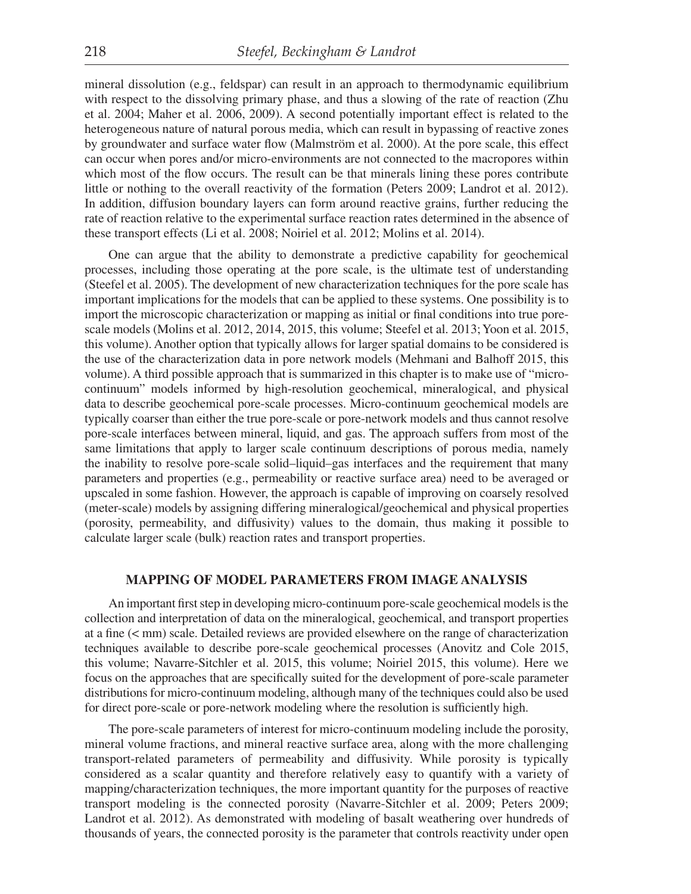mineral dissolution (e.g., feldspar) can result in an approach to thermodynamic equilibrium with respect to the dissolving primary phase, and thus a slowing of the rate of reaction (Zhu et al. 2004; Maher et al. 2006, 2009). A second potentially important effect is related to the heterogeneous nature of natural porous media, which can result in bypassing of reactive zones by groundwater and surface water flow (Malmström et al. 2000). At the pore scale, this effect can occur when pores and/or micro-environments are not connected to the macropores within which most of the flow occurs. The result can be that minerals lining these pores contribute little or nothing to the overall reactivity of the formation (Peters 2009; Landrot et al. 2012). In addition, diffusion boundary layers can form around reactive grains, further reducing the rate of reaction relative to the experimental surface reaction rates determined in the absence of these transport effects (Li et al. 2008; Noiriel et al. 2012; Molins et al. 2014).

One can argue that the ability to demonstrate a predictive capability for geochemical processes, including those operating at the pore scale, is the ultimate test of understanding (Steefel et al. 2005). The development of new characterization techniques for the pore scale has important implications for the models that can be applied to these systems. One possibility is to import the microscopic characterization or mapping as initial or final conditions into true pore-scale models (Molins et al. 2012, 2014, 2015, this volume; Steefel et al. 2013; Yoon et al. 2015, this volume). Another option that typically allows for larger spatial domains to be considered is the use of the characterization data in pore network models (Mehmani and Balhoff 2015, this volume). A third possible approach that is summarized in this chapter is to make use of "micro-continuum" models informed by high-resolution geochemical, mineralogical, and physical data to describe geochemical pore-scale processes. Micro-continuum geochemical models are typically coarser than either the true pore-scale or pore-network models and thus cannot resolve pore-scale interfaces between mineral, liquid, and gas. The approach suffers from most of the same limitations that apply to larger scale continuum descriptions of porous media, namely the inability to resolve pore-scale solid–liquid–gas interfaces and the requirement that many parameters and properties (e.g., permeability or reactive surface area) need to be averaged or upscaled in some fashion. However, the approach is capable of improving on coarsely resolved (meter-scale) models by assigning differing mineralogical/geochemical and physical properties (porosity, permeability, and diffusivity) values to the domain, thus making it possible to calculate larger scale (bulk) reaction rates and transport properties.

## MAPPING OF MODEL PARAMETERS FROM IMAGE ANALYSIS

An important first step in developing micro-continuum pore-scale geochemical models is the collection and interpretation of data on the mineralogical, geochemical, and transport properties at a fine (< mm) scale. Detailed reviews are provided elsewhere on the range of characterization techniques available to describe pore-scale geochemical processes (Anovitz and Cole 2015, this volume; Navarre-Sitchler et al. 2015, this volume; Noiriel 2015, this volume). Here we focus on the approaches that are specifically suited for the development of pore-scale parameter distributions for micro-continuum modeling, although many of the techniques could also be used for direct pore-scale or pore-network modeling where the resolution is sufficiently high.

The pore-scale parameters of interest for micro-continuum modeling include the porosity, mineral volume fractions, and mineral reactive surface area, along with the more challenging transport-related parameters of permeability and diffusivity. While porosity is typically considered as a scalar quantity and therefore relatively easy to quantify with a variety of mapping/characterization techniques, the more important quantity for the purposes of reactive transport modeling is the connected porosity (Navarre-Sitchler et al. 2009; Peters 2009; Landrot et al. 2012). As demonstrated with modeling of basalt weathering over hundreds of thousands of years, the connected porosity is the parameter that controls reactivity under open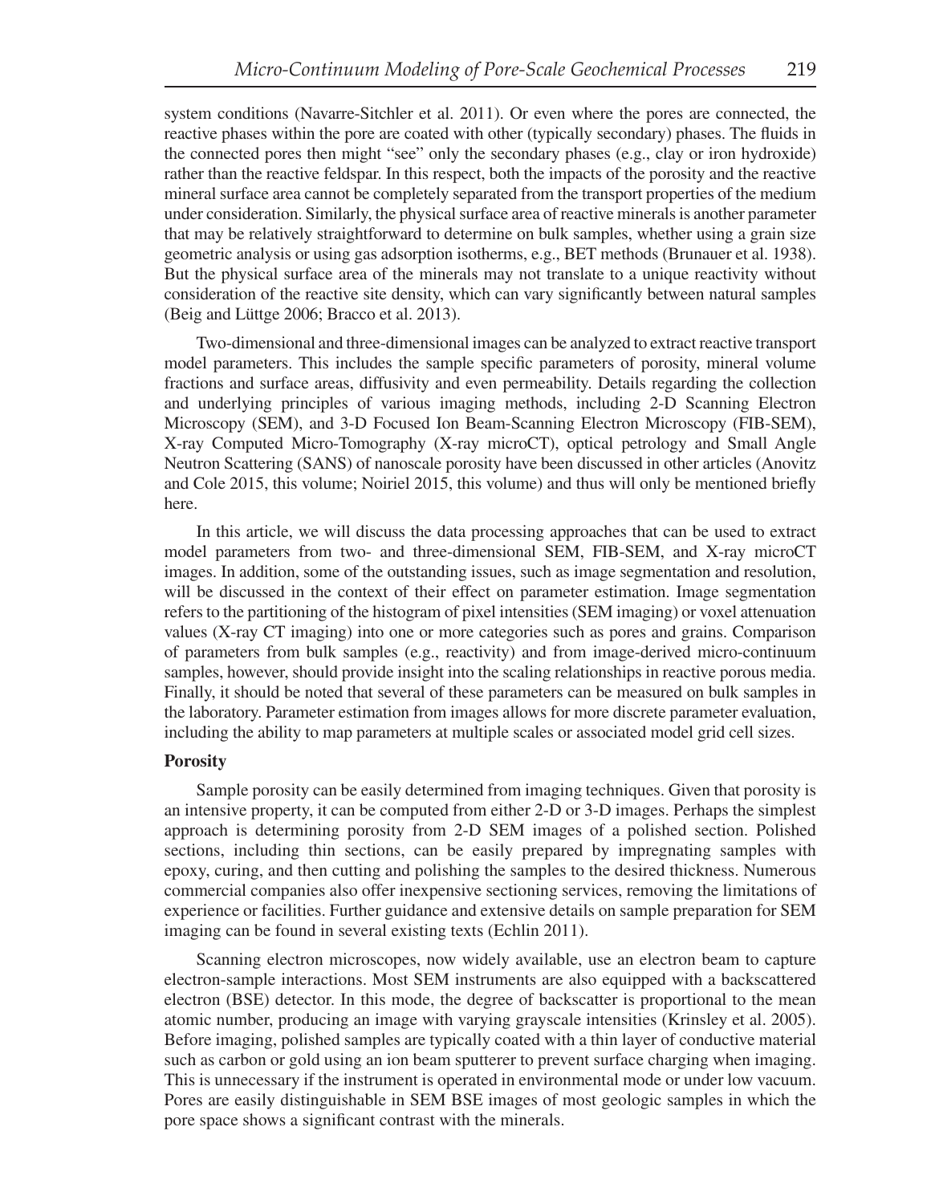system conditions (Navarre-Sitchler et al. 2011). Or even where the pores are connected, the reactive phases within the pore are coated with other (typically secondary) phases. The fluids in the connected pores then might "see" only the secondary phases (e.g., clay or iron hydroxide) rather than the reactive feldspar. In this respect, both the impacts of the porosity and the reactive mineral surface area cannot be completely separated from the transport properties of the medium under consideration. Similarly, the physical surface area of reactive minerals is another parameter that may be relatively straightforward to determine on bulk samples, whether using a grain size geometric analysis or using gas adsorption isotherms, e.g., BET methods (Brunauer et al. 1938). But the physical surface area of the minerals may not translate to a unique reactivity without consideration of the reactive site density, which can vary significantly between natural samples (Beig and Lüttge 2006; Bracco et al. 2013).

Two-dimensional and three-dimensional images can be analyzed to extract reactive transport model parameters. This includes the sample specific parameters of porosity, mineral volume fractions and surface areas, diffusivity and even permeability. Details regarding the collection and underlying principles of various imaging methods, including 2-D Scanning Electron Microscopy (SEM), and 3-D Focused Ion Beam-Scanning Electron Microscopy (FIB-SEM), X-ray Computed Micro-Tomography (X-ray microCT), optical petrology and Small Angle Neutron Scattering (SANS) of nanoscale porosity have been discussed in other articles (Anovitz and Cole 2015, this volume; Noiriel 2015, this volume) and thus will only be mentioned briefly here.

In this article, we will discuss the data processing approaches that can be used to extract model parameters from two- and three-dimensional SEM, FIB-SEM, and X-ray microCT images. In addition, some of the outstanding issues, such as image segmentation and resolution, will be discussed in the context of their effect on parameter estimation. Image segmentation refers to the partitioning of the histogram of pixel intensities (SEM imaging) or voxel attenuation values (X-ray CT imaging) into one or more categories such as pores and grains. Comparison of parameters from bulk samples (e.g., reactivity) and from image-derived micro-continuum samples, however, should provide insight into the scaling relationships in reactive porous media. Finally, it should be noted that several of these parameters can be measured on bulk samples in the laboratory. Parameter estimation from images allows for more discrete parameter evaluation, including the ability to map parameters at multiple scales or associated model grid cell sizes.

### Porosity

Sample porosity can be easily determined from imaging techniques. Given that porosity is an intensive property, it can be computed from either 2-D or 3-D images. Perhaps the simplest approach is determining porosity from 2-D SEM images of a polished section. Polished sections, including thin sections, can be easily prepared by impregnating samples with epoxy, curing, and then cutting and polishing the samples to the desired thickness. Numerous commercial companies also offer inexpensive sectioning services, removing the limitations of experience or facilities. Further guidance and extensive details on sample preparation for SEM imaging can be found in several existing texts (Echlin 2011).

Scanning electron microscopes, now widely available, use an electron beam to capture electron-sample interactions. Most SEM instruments are also equipped with a backscattered electron (BSE) detector. In this mode, the degree of backscatter is proportional to the mean atomic number, producing an image with varying grayscale intensities (Krinsley et al. 2005). Before imaging, polished samples are typically coated with a thin layer of conductive material such as carbon or gold using an ion beam sputterer to prevent surface charging when imaging. This is unnecessary if the instrument is operated in environmental mode or under low vacuum. Pores are easily distinguishable in SEM BSE images of most geologic samples in which the pore space shows a significant contrast with the minerals.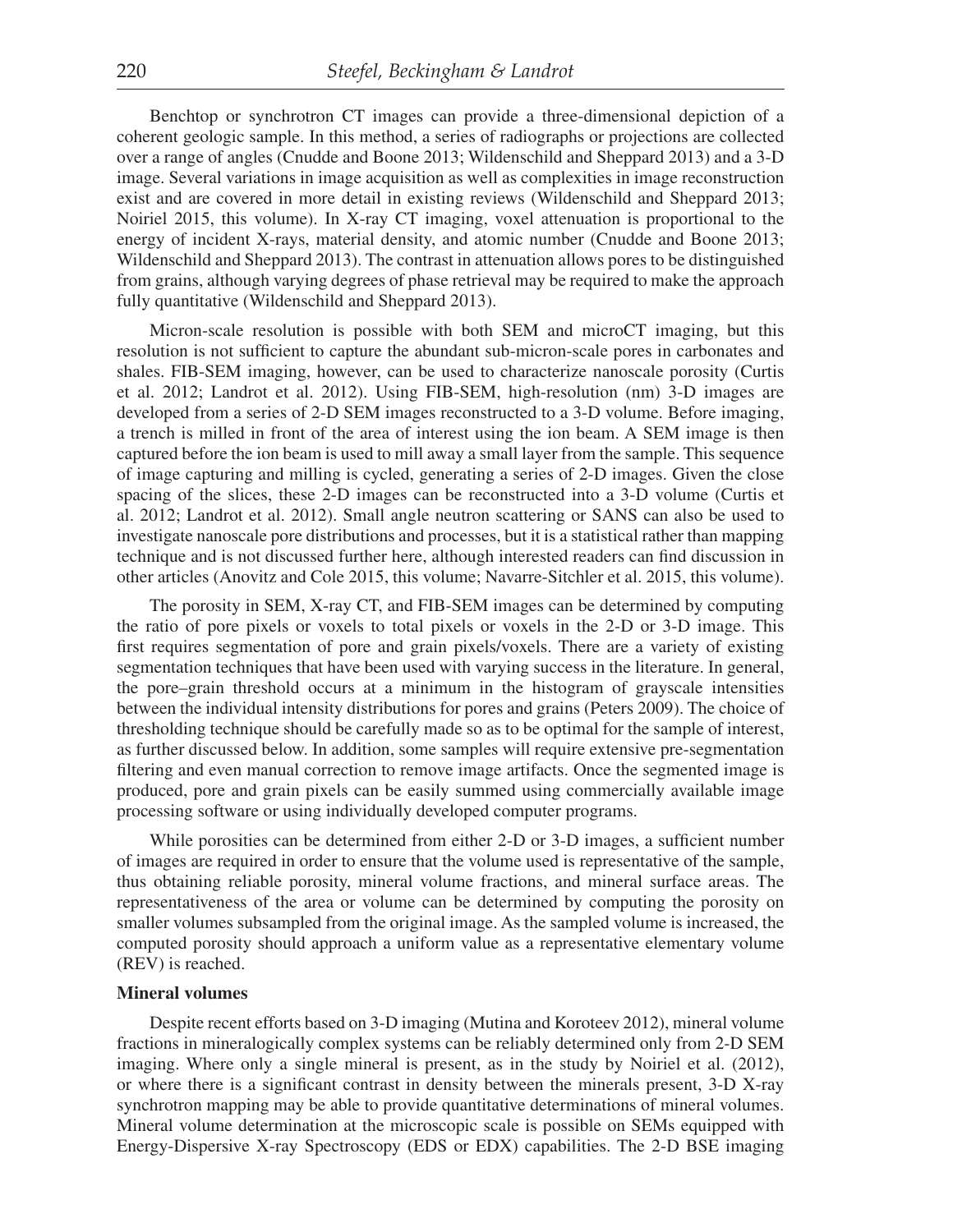Benchtop or synchrotron CT images can provide a three-dimensional depiction of a coherent geologic sample. In this method, a series of radiographs or projections are collected over a range of angles (Cnudde and Boone 2013; Wildenschild and Sheppard 2013) and a 3-D image. Several variations in image acquisition as well as complexities in image reconstruction exist and are covered in more detail in existing reviews (Wildenschild and Sheppard 2013; Noiriel 2015, this volume). In X-ray CT imaging, voxel attenuation is proportional to the energy of incident X-rays, material density, and atomic number (Cnudde and Boone 2013; Wildenschild and Sheppard 2013). The contrast in attenuation allows pores to be distinguished from grains, although varying degrees of phase retrieval may be required to make the approach fully quantitative (Wildenschild and Sheppard 2013).

Micron-scale resolution is possible with both SEM and microCT imaging, but this resolution is not sufficient to capture the abundant sub-micron-scale pores in carbonates and shales. FIB-SEM imaging, however, can be used to characterize nanoscale porosity (Curtis et al. 2012; Landrot et al. 2012). Using FIB-SEM, high-resolution (nm) 3-D images are developed from a series of 2-D SEM images reconstructed to a 3-D volume. Before imaging, a trench is milled in front of the area of interest using the ion beam. A SEM image is then captured before the ion beam is used to mill away a small layer from the sample. This sequence of image capturing and milling is cycled, generating a series of 2-D images. Given the close spacing of the slices, these 2-D images can be reconstructed into a 3-D volume (Curtis et al. 2012; Landrot et al. 2012). Small angle neutron scattering or SANS can also be used to investigate nanoscale pore distributions and processes, but it is a statistical rather than mapping technique and is not discussed further here, although interested readers can find discussion in other articles (Anovitz and Cole 2015, this volume; Navarre-Sitchler et al. 2015, this volume).

The porosity in SEM, X-ray CT, and FIB-SEM images can be determined by computing the ratio of pore pixels or voxels to total pixels or voxels in the 2-D or 3-D image. This first requires segmentation of pore and grain pixels/voxels. There are a variety of existing segmentation techniques that have been used with varying success in the literature. In general, the pore–grain threshold occurs at a minimum in the histogram of grayscale intensities between the individual intensity distributions for pores and grains (Peters 2009). The choice of thresholding technique should be carefully made so as to be optimal for the sample of interest, as further discussed below. In addition, some samples will require extensive pre-segmentation filtering and even manual correction to remove image artifacts. Once the segmented image is produced, pore and grain pixels can be easily summed using commercially available image processing software or using individually developed computer programs.

While porosities can be determined from either 2-D or 3-D images, a sufficient number of images are required in order to ensure that the volume used is representative of the sample, thus obtaining reliable porosity, mineral volume fractions, and mineral surface areas. The representativeness of the area or volume can be determined by computing the porosity on smaller volumes subsampled from the original image. As the sampled volume is increased, the computed porosity should approach a uniform value as a representative elementary volume (REV) is reached.

### Mineral volumes

Despite recent efforts based on 3-D imaging (Mutina and Koroteev 2012), mineral volume fractions in mineralogically complex systems can be reliably determined only from 2-D SEM imaging. Where only a single mineral is present, as in the study by Noiriel et al. (2012), or where there is a significant contrast in density between the minerals present, 3-D X-ray synchrotron mapping may be able to provide quantitative determinations of mineral volumes. Mineral volume determination at the microscopic scale is possible on SEMs equipped with Energy-Dispersive X-ray Spectroscopy (EDS or EDX) capabilities. The 2-D BSE imaging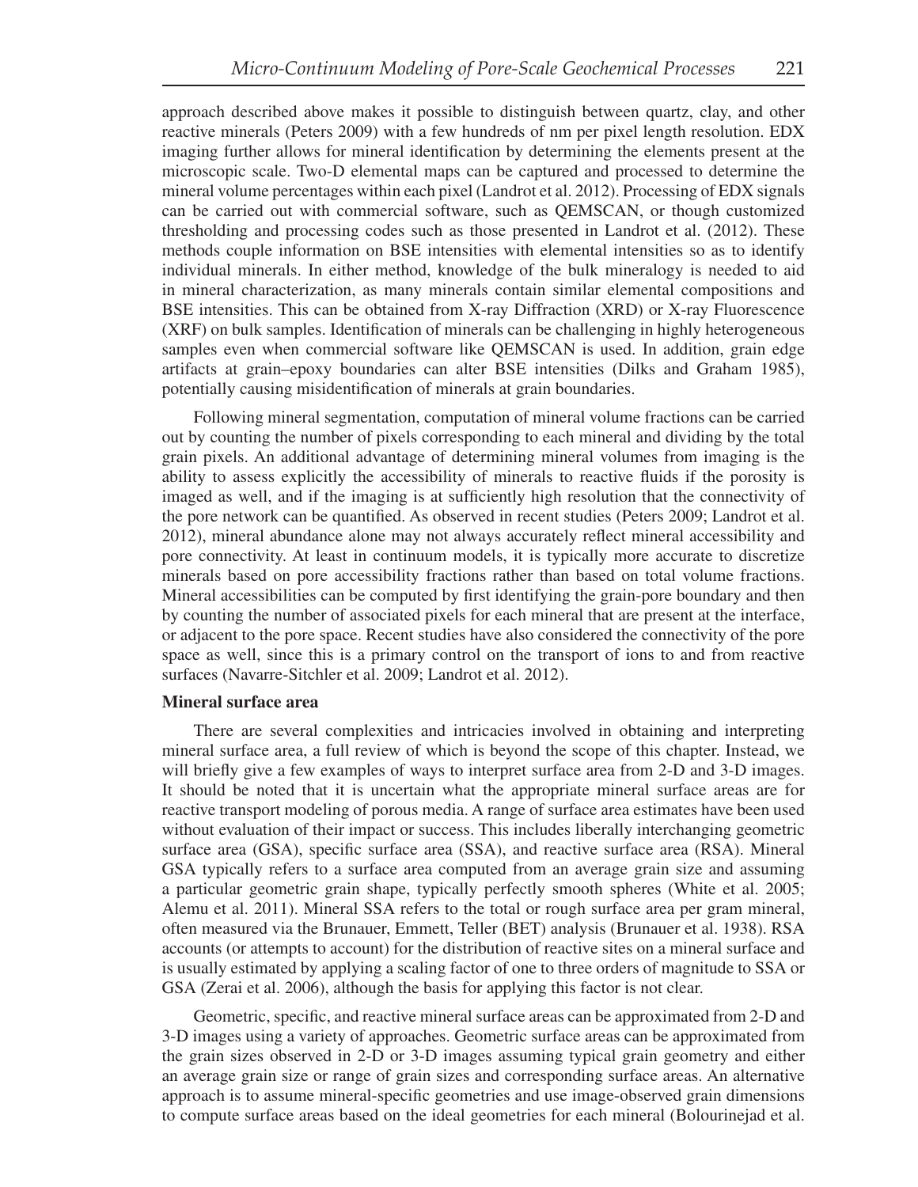approach described above makes it possible to distinguish between quartz, clay, and other reactive minerals (Peters 2009) with a few hundreds of nm per pixel length resolution. EDX imaging further allows for mineral identification by determining the elements present at the microscopic scale. Two-D elemental maps can be captured and processed to determine the mineral volume percentages within each pixel (Landrot et al. 2012). Processing of EDX signals can be carried out with commercial software, such as QEMSCAN, or though customized thresholding and processing codes such as those presented in Landrot et al. (2012). These methods couple information on BSE intensities with elemental intensities so as to identify individual minerals. In either method, knowledge of the bulk mineralogy is needed to aid in mineral characterization, as many minerals contain similar elemental compositions and BSE intensities. This can be obtained from X-ray Diffraction (XRD) or X-ray Fluorescence (XRF) on bulk samples. Identification of minerals can be challenging in highly heterogeneous samples even when commercial software like QEMSCAN is used. In addition, grain edge artifacts at grain–epoxy boundaries can alter BSE intensities (Dilks and Graham 1985), potentially causing misidentification of minerals at grain boundaries.

Following mineral segmentation, computation of mineral volume fractions can be carried out by counting the number of pixels corresponding to each mineral and dividing by the total grain pixels. An additional advantage of determining mineral volumes from imaging is the ability to assess explicitly the accessibility of minerals to reactive fluids if the porosity is imaged as well, and if the imaging is at sufficiently high resolution that the connectivity of the pore network can be quantified. As observed in recent studies (Peters 2009; Landrot et al. 2012), mineral abundance alone may not always accurately reflect mineral accessibility and pore connectivity. At least in continuum models, it is typically more accurate to discretize minerals based on pore accessibility fractions rather than based on total volume fractions. Mineral accessibilities can be computed by first identifying the grain-pore boundary and then by counting the number of associated pixels for each mineral that are present at the interface, or adjacent to the pore space. Recent studies have also considered the connectivity of the pore space as well, since this is a primary control on the transport of ions to and from reactive surfaces (Navarre-Sitchler et al. 2009; Landrot et al. 2012).

### Mineral surface area

There are several complexities and intricacies involved in obtaining and interpreting mineral surface area, a full review of which is beyond the scope of this chapter. Instead, we will briefly give a few examples of ways to interpret surface area from 2-D and 3-D images. It should be noted that it is uncertain what the appropriate mineral surface areas are for reactive transport modeling of porous media. A range of surface area estimates have been used without evaluation of their impact or success. This includes liberally interchanging geometric surface area (GSA), specific surface area (SSA), and reactive surface area (RSA). Mineral GSA typically refers to a surface area computed from an average grain size and assuming a particular geometric grain shape, typically perfectly smooth spheres (White et al. 2005; Alemu et al. 2011). Mineral SSA refers to the total or rough surface area per gram mineral, often measured via the Brunauer, Emmett, Teller (BET) analysis (Brunauer et al. 1938). RSA accounts (or attempts to account) for the distribution of reactive sites on a mineral surface and is usually estimated by applying a scaling factor of one to three orders of magnitude to SSA or GSA (Zerai et al. 2006), although the basis for applying this factor is not clear.

Geometric, specific, and reactive mineral surface areas can be approximated from 2-D and 3-D images using a variety of approaches. Geometric surface areas can be approximated from the grain sizes observed in 2-D or 3-D images assuming typical grain geometry and either an average grain size or range of grain sizes and corresponding surface areas. An alternative approach is to assume mineral-specific geometries and use image-observed grain dimensions to compute surface areas based on the ideal geometries for each mineral (Bolourinejad et al.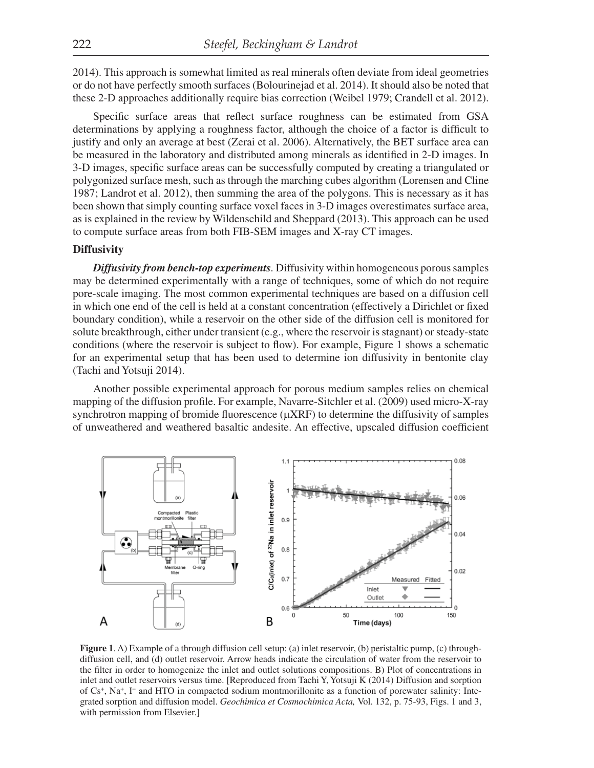2014). This approach is somewhat limited as real minerals often deviate from ideal geometries or do not have perfectly smooth surfaces (Bolourinejad et al. 2014). It should also be noted that these 2-D approaches additionally require bias correction (Weibel 1979; Crandell et al. 2012).

Specific surface areas that reflect surface roughness can be estimated from GSA determinations by applying a roughness factor, although the choice of a factor is difficult to justify and only an average at best (Zerai et al. 2006). Alternatively, the BET surface area can be measured in the laboratory and distributed among minerals as identified in 2-D images. In 3-D images, specific surface areas can be successfully computed by creating a triangulated or polygonized surface mesh, such as through the marching cubes algorithm (Lorensen and Cline 1987; Landrot et al. 2012), then summing the area of the polygons. This is necessary as it has been shown that simply counting surface voxel faces in 3-D images overestimates surface area, as is explained in the review by Wildenschild and Sheppard (2013). This approach can be used to compute surface areas from both FIB-SEM images and X-ray CT images.

### Diffusivity

***Diffusivity from bench-top experiments***. Diffusivity within homogeneous porous samples may be determined experimentally with a range of techniques, some of which do not require pore-scale imaging. The most common experimental techniques are based on a diffusion cell in which one end of the cell is held at a constant concentration (effectively a Dirichlet or fixed boundary condition), while a reservoir on the other side of the diffusion cell is monitored for solute breakthrough, either under transient (e.g., where the reservoir is stagnant) or steady-state conditions (where the reservoir is subject to flow). For example, Figure 1 shows a schematic for an experimental setup that has been used to determine ion diffusivity in bentonite clay (Tachi and Yotsuji 2014).

Another possible experimental approach for porous medium samples relies on chemical mapping of the diffusion profile. For example, Navarre-Sitchler et al. (2009) used micro-X-ray synchrotron mapping of bromide fluorescence (μXRF) to determine the diffusivity of samples of unweathered and weathered basaltic andesite. An effective, upscaled diffusion coefficient

A

(a)

Compacted montmorillonite

Plastic filter

(b)

(c)

Membrane filter

O-ring

(d)

B

C/Co(inlet) of $^{22}$Na in inlet reservoir

1.1

1

0.9

0.8

0.7

0.6

0.08

0.06

0.04

0.02

0

0

50

100

150

Time (days)

Measured Fitted

Inlet

Outlet

**Figure 1**. A) Example of a through diffusion cell setup: (a) inlet reservoir, (b) peristaltic pump, (c) through-diffusion cell, and (d) outlet reservoir. Arrow heads indicate the circulation of water from the reservoir to the filter in order to homogenize the inlet and outlet solutions compositions. B) Plot of concentrations in inlet and outlet reservoirs versus time. [Reproduced from Tachi Y, Yotsuji K (2014) Diffusion and sorption of $Cs^+$, $Na^+$, $I^-$ and HTO in compacted sodium montmorillonite as a function of porewater salinity: Integrated sorption and diffusion model. *Geochimica et Cosmochimica Acta,* Vol. 132, p. 75-93, Figs. 1 and 3, with permission from Elsevier.]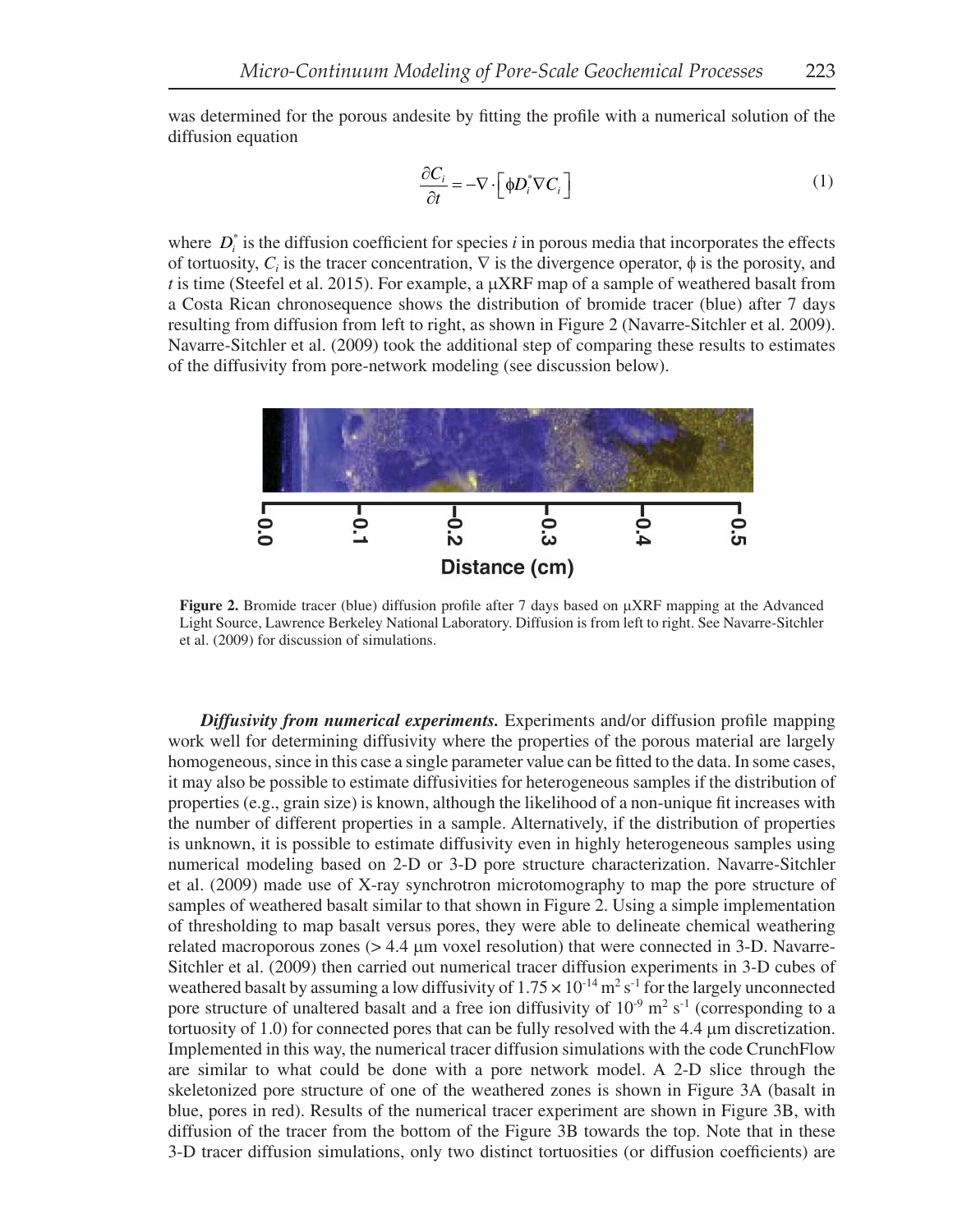was determined for the porous andesite by fitting the profile with a numerical solution of the diffusion equation

$$\frac{\partial C_i}{\partial t} = -\nabla \cdot \left[ \phi D_i^* \nabla C_i \right] \tag{1}$$

where $D_i^*$ is the diffusion coefficient for species $i$ in porous media that incorporates the effects of tortuosity, $C_i$ is the tracer concentration, $\nabla$ is the divergence operator, $\phi$ is the porosity, and $t$ is time (Steefel et al. 2015). For example, a μXRF map of a sample of weathered basalt from a Costa Rican chronosequence shows the distribution of bromide tracer (blue) after 7 days resulting from diffusion from left to right, as shown in Figure 2 (Navarre-Sitchler et al. 2009). Navarre-Sitchler et al. (2009) took the additional step of comparing these results to estimates of the diffusivity from pore-network modeling (see discussion below).

0.0
0.1
0.2
0.3
0.4
0.5
Distance (cm)

**Figure 2.** Bromide tracer (blue) diffusion profile after 7 days based on μXRF mapping at the Advanced Light Source, Lawrence Berkeley National Laboratory. Diffusion is from left to right. See Navarre-Sitchler et al. (2009) for discussion of simulations.

***Diffusivity from numerical experiments.*** Experiments and/or diffusion profile mapping work well for determining diffusivity where the properties of the porous material are largely homogeneous, since in this case a single parameter value can be fitted to the data. In some cases, it may also be possible to estimate diffusivities for heterogeneous samples if the distribution of properties (e.g., grain size) is known, although the likelihood of a non-unique fit increases with the number of different properties in a sample. Alternatively, if the distribution of properties is unknown, it is possible to estimate diffusivity even in highly heterogeneous samples using numerical modeling based on 2-D or 3-D pore structure characterization. Navarre-Sitchler et al. (2009) made use of X-ray synchrotron microtomography to map the pore structure of samples of weathered basalt similar to that shown in Figure 2. Using a simple implementation of thresholding to map basalt versus pores, they were able to delineate chemical weathering related macroporous zones (> 4.4 μm voxel resolution) that were connected in 3-D. Navarre-Sitchler et al. (2009) then carried out numerical tracer diffusion experiments in 3-D cubes of weathered basalt by assuming a low diffusivity of $1.75 \times 10^{-14}$ m$^2$ s$^{-1}$ for the largely unconnected pore structure of unaltered basalt and a free ion diffusivity of $10^{-9}$ m$^2$ s$^{-1}$ (corresponding to a tortuosity of 1.0) for connected pores that can be fully resolved with the 4.4 μm discretization. Implemented in this way, the numerical tracer diffusion simulations with the code CrunchFlow are similar to what could be done with a pore network model. A 2-D slice through the skeletonized pore structure of one of the weathered zones is shown in Figure 3A (basalt in blue, pores in red). Results of the numerical tracer experiment are shown in Figure 3B, with diffusion of the tracer from the bottom of the Figure 3B towards the top. Note that in these 3-D tracer diffusion simulations, only two distinct tortuosities (or diffusion coefficients) are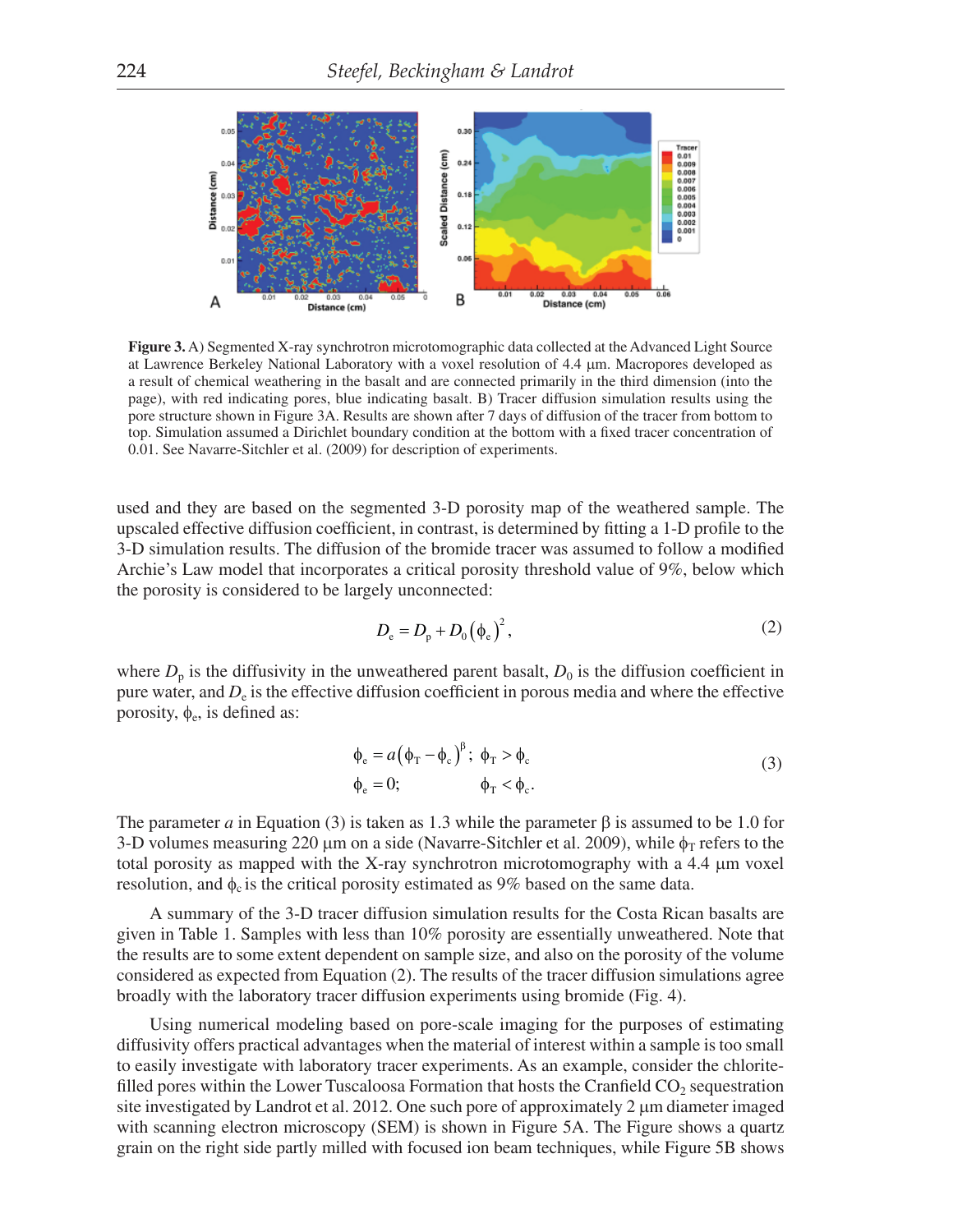A

0.05
0.04
0.03
0.02
0.01
Distance (cm)
0.01 0.02 0.03 0.04 0.05 0
Distance (cm)

B

0.30
0.24
0.18
0.12
0.06
Scaled Distance (cm)
0.01 0.02 0.03 0.04 0.05 0.06
Distance (cm)

Tracer
0.01
0.009
0.008
0.007
0.006
0.005
0.004
0.003
0.002
0.001
0

**Figure 3.** A) Segmented X-ray synchrotron microtomographic data collected at the Advanced Light Source at Lawrence Berkeley National Laboratory with a voxel resolution of 4.4 µm. Macropores developed as a result of chemical weathering in the basalt and are connected primarily in the third dimension (into the page), with red indicating pores, blue indicating basalt. B) Tracer diffusion simulation results using the pore structure shown in Figure 3A. Results are shown after 7 days of diffusion of the tracer from bottom to top. Simulation assumed a Dirichlet boundary condition at the bottom with a fixed tracer concentration of 0.01. See Navarre-Sitchler et al. (2009) for description of experiments.

used and they are based on the segmented 3-D porosity map of the weathered sample. The upscaled effective diffusion coefficient, in contrast, is determined by fitting a 1-D profile to the 3-D simulation results. The diffusion of the bromide tracer was assumed to follow a modified Archie's Law model that incorporates a critical porosity threshold value of 9%, below which the porosity is considered to be largely unconnected:

$$D_e = D_p + D_0\left(\phi_e\right)^2, \tag{2}$$

where $D_p$ is the diffusivity in the unweathered parent basalt, $D_0$ is the diffusion coefficient in pure water, and $D_e$ is the effective diffusion coefficient in porous media and where the effective porosity, $\phi_e$, is defined as:

$$\begin{aligned} \phi_e &= a\left(\phi_T - \phi_c\right)^\beta; \;\; \phi_T > \phi_c \\ \phi_e &= 0; \qquad\qquad\quad\;\; \phi_T < \phi_c. \end{aligned} \tag{3}$$

The parameter $a$ in Equation (3) is taken as 1.3 while the parameter β is assumed to be 1.0 for 3-D volumes measuring 220 µm on a side (Navarre-Sitchler et al. 2009), while $\phi_T$ refers to the total porosity as mapped with the X-ray synchrotron microtomography with a 4.4 µm voxel resolution, and $\phi_c$ is the critical porosity estimated as 9% based on the same data.

A summary of the 3-D tracer diffusion simulation results for the Costa Rican basalts are given in Table 1. Samples with less than 10% porosity are essentially unweathered. Note that the results are to some extent dependent on sample size, and also on the porosity of the volume considered as expected from Equation (2). The results of the tracer diffusion simulations agree broadly with the laboratory tracer diffusion experiments using bromide (Fig. 4).

Using numerical modeling based on pore-scale imaging for the purposes of estimating diffusivity offers practical advantages when the material of interest within a sample is too small to easily investigate with laboratory tracer experiments. As an example, consider the chlorite-filled pores within the Lower Tuscaloosa Formation that hosts the Cranfield $CO_2$ sequestration site investigated by Landrot et al. 2012. One such pore of approximately 2 µm diameter imaged with scanning electron microscopy (SEM) is shown in Figure 5A. The Figure shows a quartz grain on the right side partly milled with focused ion beam techniques, while Figure 5B shows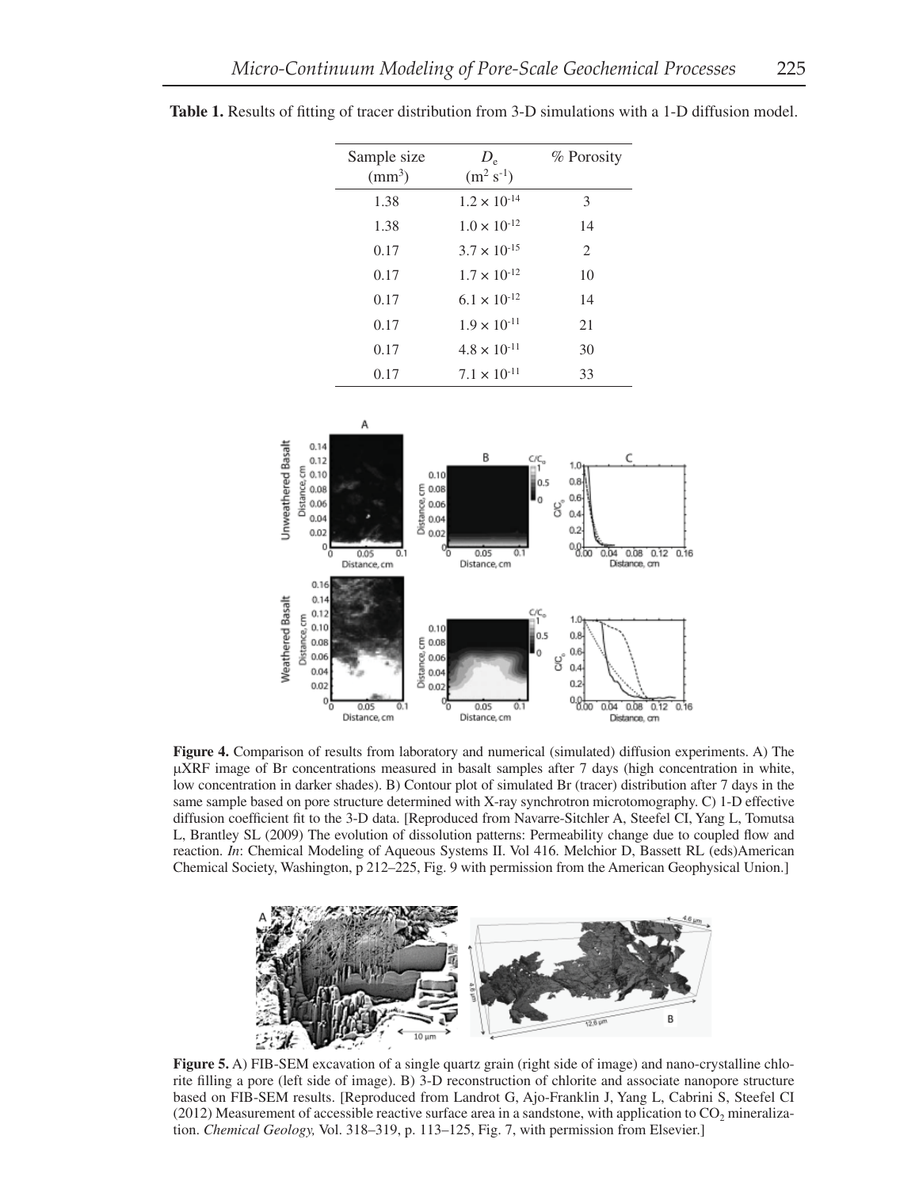**Table 1.** Results of fitting of tracer distribution from 3-D simulations with a 1-D diffusion model.

| Sample size ($mm^3$) | $D_e$ ($m^2\ s^{-1}$) | % Porosity |
|---|---|---|
| 1.38 | $1.2 \times 10^{-14}$ | 3 |
| 1.38 | $1.0 \times 10^{-12}$ | 14 |
| 0.17 | $3.7 \times 10^{-15}$ | 2 |
| 0.17 | $1.7 \times 10^{-12}$ | 10 |
| 0.17 | $6.1 \times 10^{-12}$ | 14 |
| 0.17 | $1.9 \times 10^{-11}$ | 21 |
| 0.17 | $4.8 \times 10^{-11}$ | 30 |
| 0.17 | $7.1 \times 10^{-11}$ | 33 |

**Figure 4.** Comparison of results from laboratory and numerical (simulated) diffusion experiments. A) The μXRF image of Br concentrations measured in basalt samples after 7 days (high concentration in white, low concentration in darker shades). B) Contour plot of simulated Br (tracer) distribution after 7 days in the same sample based on pore structure determined with X-ray synchrotron microtomography. C) 1-D effective diffusion coefficient fit to the 3-D data. [Reproduced from Navarre-Sitchler A, Steefel CI, Yang L, Tomutsa L, Brantley SL (2009) The evolution of dissolution patterns: Permeability change due to coupled flow and reaction. *In*: Chemical Modeling of Aqueous Systems II. Vol 416. Melchior D, Bassett RL (eds)American Chemical Society, Washington, p 212–225, Fig. 9 with permission from the American Geophysical Union.]

**Figure 5.** A) FIB-SEM excavation of a single quartz grain (right side of image) and nano-crystalline chlorite filling a pore (left side of image). B) 3-D reconstruction of chlorite and associate nanopore structure based on FIB-SEM results. [Reproduced from Landrot G, Ajo-Franklin J, Yang L, Cabrini S, Steefel CI (2012) Measurement of accessible reactive surface area in a sandstone, with application to $CO_2$ mineralization. *Chemical Geology,* Vol. 318–319, p. 113–125, Fig. 7, with permission from Elsevier.]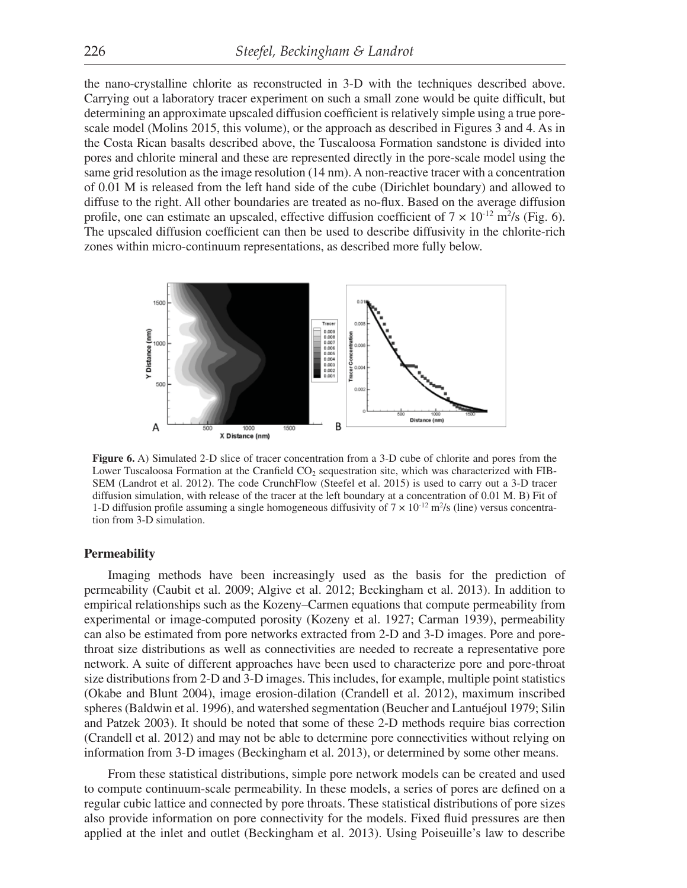the nano-crystalline chlorite as reconstructed in 3-D with the techniques described above. Carrying out a laboratory tracer experiment on such a small zone would be quite difficult, but determining an approximate upscaled diffusion coefficient is relatively simple using a true pore-scale model (Molins 2015, this volume), or the approach as described in Figures 3 and 4. As in the Costa Rican basalts described above, the Tuscaloosa Formation sandstone is divided into pores and chlorite mineral and these are represented directly in the pore-scale model using the same grid resolution as the image resolution (14 nm). A non-reactive tracer with a concentration of 0.01 M is released from the left hand side of the cube (Dirichlet boundary) and allowed to diffuse to the right. All other boundaries are treated as no-flux. Based on the average diffusion profile, one can estimate an upscaled, effective diffusion coefficient of $7 \times 10^{-12}$ m$^2$/s (Fig. 6). The upscaled diffusion coefficient can then be used to describe diffusivity in the chlorite-rich zones within micro-continuum representations, as described more fully below.

**Figure 6.** A) Simulated 2-D slice of tracer concentration from a 3-D cube of chlorite and pores from the Lower Tuscaloosa Formation at the Cranfield $CO_2$ sequestration site, which was characterized with FIB-SEM (Landrot et al. 2012). The code CrunchFlow (Steefel et al. 2015) is used to carry out a 3-D tracer diffusion simulation, with release of the tracer at the left boundary at a concentration of 0.01 M. B) Fit of 1-D diffusion profile assuming a single homogeneous diffusivity of $7 \times 10^{-12}$ m$^2$/s (line) versus concentration from 3-D simulation.

### Permeability

Imaging methods have been increasingly used as the basis for the prediction of permeability (Caubit et al. 2009; Algive et al. 2012; Beckingham et al. 2013). In addition to empirical relationships such as the Kozeny–Carmen equations that compute permeability from experimental or image-computed porosity (Kozeny et al. 1927; Carman 1939), permeability can also be estimated from pore networks extracted from 2-D and 3-D images. Pore and pore-throat size distributions as well as connectivities are needed to recreate a representative pore network. A suite of different approaches have been used to characterize pore and pore-throat size distributions from 2-D and 3-D images. This includes, for example, multiple point statistics (Okabe and Blunt 2004), image erosion-dilation (Crandell et al. 2012), maximum inscribed spheres (Baldwin et al. 1996), and watershed segmentation (Beucher and Lantuéjoul 1979; Silin and Patzek 2003). It should be noted that some of these 2-D methods require bias correction (Crandell et al. 2012) and may not be able to determine pore connectivities without relying on information from 3-D images (Beckingham et al. 2013), or determined by some other means.

From these statistical distributions, simple pore network models can be created and used to compute continuum-scale permeability. In these models, a series of pores are defined on a regular cubic lattice and connected by pore throats. These statistical distributions of pore sizes also provide information on pore connectivity for the models. Fixed fluid pressures are then applied at the inlet and outlet (Beckingham et al. 2013). Using Poiseuille's law to describe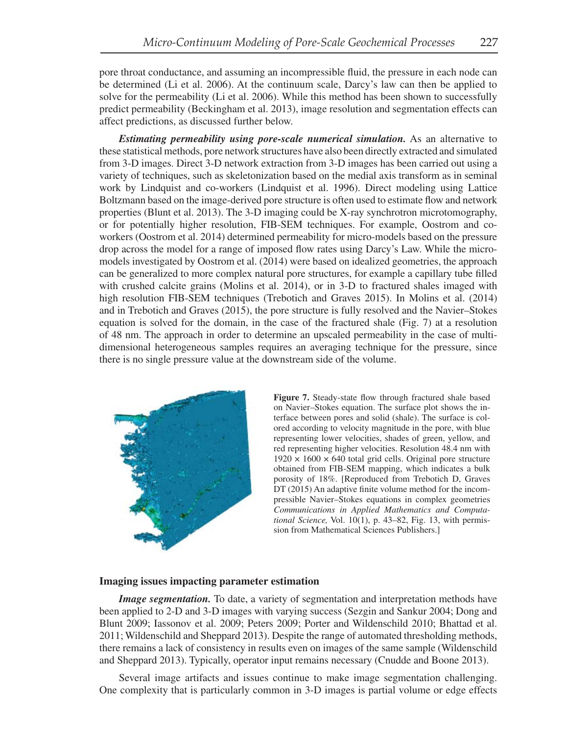pore throat conductance, and assuming an incompressible fluid, the pressure in each node can be determined (Li et al. 2006). At the continuum scale, Darcy's law can then be applied to solve for the permeability (Li et al. 2006). While this method has been shown to successfully predict permeability (Beckingham et al. 2013), image resolution and segmentation effects can affect predictions, as discussed further below.

***Estimating permeability using pore-scale numerical simulation.*** As an alternative to these statistical methods, pore network structures have also been directly extracted and simulated from 3-D images. Direct 3-D network extraction from 3-D images has been carried out using a variety of techniques, such as skeletonization based on the medial axis transform as in seminal work by Lindquist and co-workers (Lindquist et al. 1996). Direct modeling using Lattice Boltzmann based on the image-derived pore structure is often used to estimate flow and network properties (Blunt et al. 2013). The 3-D imaging could be X-ray synchrotron microtomography, or for potentially higher resolution, FIB-SEM techniques. For example, Oostrom and co-workers (Oostrom et al. 2014) determined permeability for micro-models based on the pressure drop across the model for a range of imposed flow rates using Darcy's Law. While the micro-models investigated by Oostrom et al. (2014) were based on idealized geometries, the approach can be generalized to more complex natural pore structures, for example a capillary tube filled with crushed calcite grains (Molins et al. 2014), or in 3-D to fractured shales imaged with high resolution FIB-SEM techniques (Trebotich and Graves 2015). In Molins et al. (2014) and in Trebotich and Graves (2015), the pore structure is fully resolved and the Navier–Stokes equation is solved for the domain, in the case of the fractured shale (Fig. 7) at a resolution of 48 nm. The approach in order to determine an upscaled permeability in the case of multi-dimensional heterogeneous samples requires an averaging technique for the pressure, since there is no single pressure value at the downstream side of the volume.

**Figure 7.** Steady-state flow through fractured shale based on Navier–Stokes equation. The surface plot shows the interface between pores and solid (shale). The surface is colored according to velocity magnitude in the pore, with blue representing lower velocities, shades of green, yellow, and red representing higher velocities. Resolution 48.4 nm with $1920 \times 1600 \times 640$ total grid cells. Original pore structure obtained from FIB-SEM mapping, which indicates a bulk porosity of 18%. [Reproduced from Trebotich D, Graves DT (2015) An adaptive finite volume method for the incompressible Navier–Stokes equations in complex geometries *Communications in Applied Mathematics and Computational Science,* Vol. 10(1), p. 43–82, Fig. 13, with permission from Mathematical Sciences Publishers.]

## Imaging issues impacting parameter estimation

***Image segmentation.*** To date, a variety of segmentation and interpretation methods have been applied to 2-D and 3-D images with varying success (Sezgin and Sankur 2004; Dong and Blunt 2009; Iassonov et al. 2009; Peters 2009; Porter and Wildenschild 2010; Bhattad et al. 2011; Wildenschild and Sheppard 2013). Despite the range of automated thresholding methods, there remains a lack of consistency in results even on images of the same sample (Wildenschild and Sheppard 2013). Typically, operator input remains necessary (Cnudde and Boone 2013).

Several image artifacts and issues continue to make image segmentation challenging. One complexity that is particularly common in 3-D images is partial volume or edge effects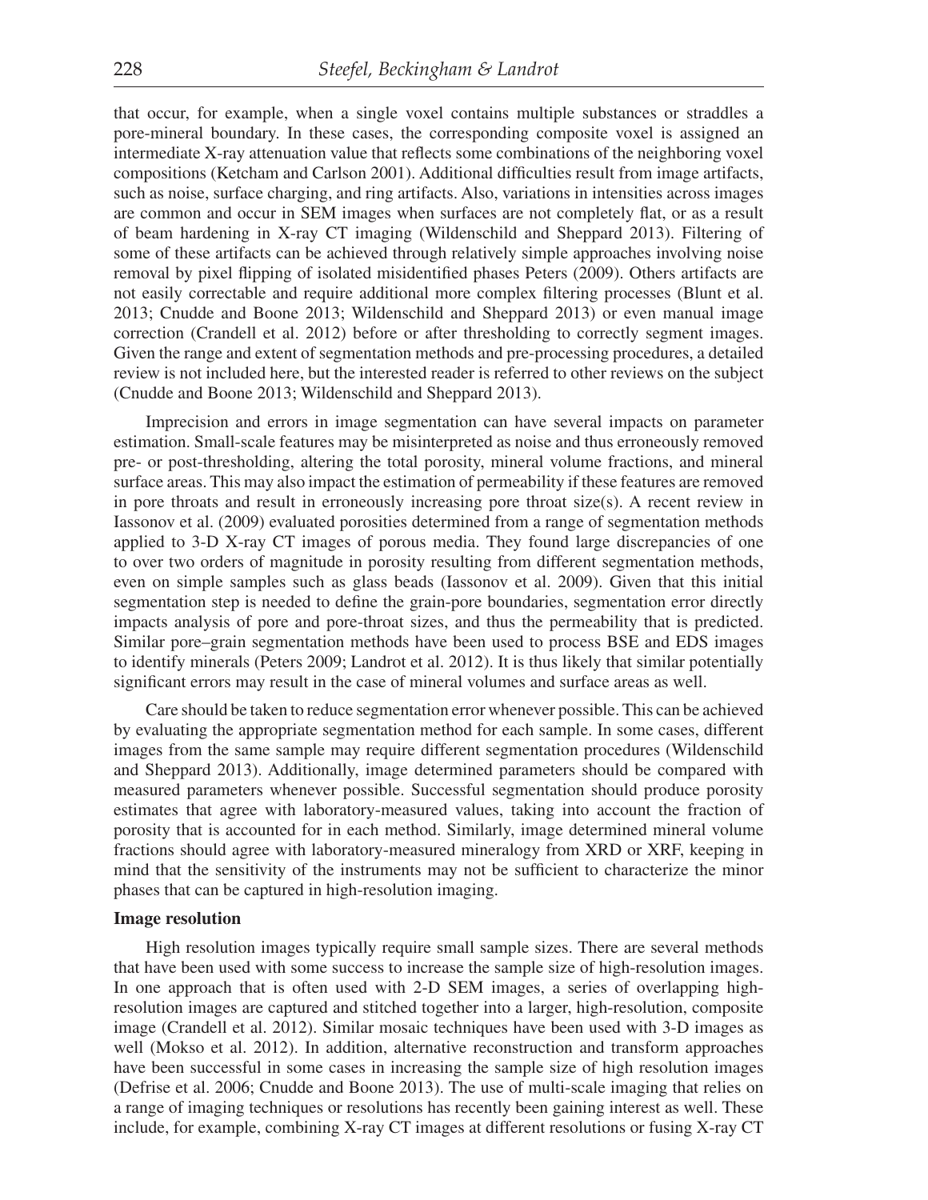that occur, for example, when a single voxel contains multiple substances or straddles a pore-mineral boundary. In these cases, the corresponding composite voxel is assigned an intermediate X-ray attenuation value that reflects some combinations of the neighboring voxel compositions (Ketcham and Carlson 2001). Additional difficulties result from image artifacts, such as noise, surface charging, and ring artifacts. Also, variations in intensities across images are common and occur in SEM images when surfaces are not completely flat, or as a result of beam hardening in X-ray CT imaging (Wildenschild and Sheppard 2013). Filtering of some of these artifacts can be achieved through relatively simple approaches involving noise removal by pixel flipping of isolated misidentified phases Peters (2009). Others artifacts are not easily correctable and require additional more complex filtering processes (Blunt et al. 2013; Cnudde and Boone 2013; Wildenschild and Sheppard 2013) or even manual image correction (Crandell et al. 2012) before or after thresholding to correctly segment images. Given the range and extent of segmentation methods and pre-processing procedures, a detailed review is not included here, but the interested reader is referred to other reviews on the subject (Cnudde and Boone 2013; Wildenschild and Sheppard 2013).

Imprecision and errors in image segmentation can have several impacts on parameter estimation. Small-scale features may be misinterpreted as noise and thus erroneously removed pre- or post-thresholding, altering the total porosity, mineral volume fractions, and mineral surface areas. This may also impact the estimation of permeability if these features are removed in pore throats and result in erroneously increasing pore throat size(s). A recent review in Iassonov et al. (2009) evaluated porosities determined from a range of segmentation methods applied to 3-D X-ray CT images of porous media. They found large discrepancies of one to over two orders of magnitude in porosity resulting from different segmentation methods, even on simple samples such as glass beads (Iassonov et al. 2009). Given that this initial segmentation step is needed to define the grain-pore boundaries, segmentation error directly impacts analysis of pore and pore-throat sizes, and thus the permeability that is predicted. Similar pore–grain segmentation methods have been used to process BSE and EDS images to identify minerals (Peters 2009; Landrot et al. 2012). It is thus likely that similar potentially significant errors may result in the case of mineral volumes and surface areas as well.

Care should be taken to reduce segmentation error whenever possible. This can be achieved by evaluating the appropriate segmentation method for each sample. In some cases, different images from the same sample may require different segmentation procedures (Wildenschild and Sheppard 2013). Additionally, image determined parameters should be compared with measured parameters whenever possible. Successful segmentation should produce porosity estimates that agree with laboratory-measured values, taking into account the fraction of porosity that is accounted for in each method. Similarly, image determined mineral volume fractions should agree with laboratory-measured mineralogy from XRD or XRF, keeping in mind that the sensitivity of the instruments may not be sufficient to characterize the minor phases that can be captured in high-resolution imaging.

**Image resolution**

High resolution images typically require small sample sizes. There are several methods that have been used with some success to increase the sample size of high-resolution images. In one approach that is often used with 2-D SEM images, a series of overlapping high-resolution images are captured and stitched together into a larger, high-resolution, composite image (Crandell et al. 2012). Similar mosaic techniques have been used with 3-D images as well (Mokso et al. 2012). In addition, alternative reconstruction and transform approaches have been successful in some cases in increasing the sample size of high resolution images (Defrise et al. 2006; Cnudde and Boone 2013). The use of multi-scale imaging that relies on a range of imaging techniques or resolutions has recently been gaining interest as well. These include, for example, combining X-ray CT images at different resolutions or fusing X-ray CT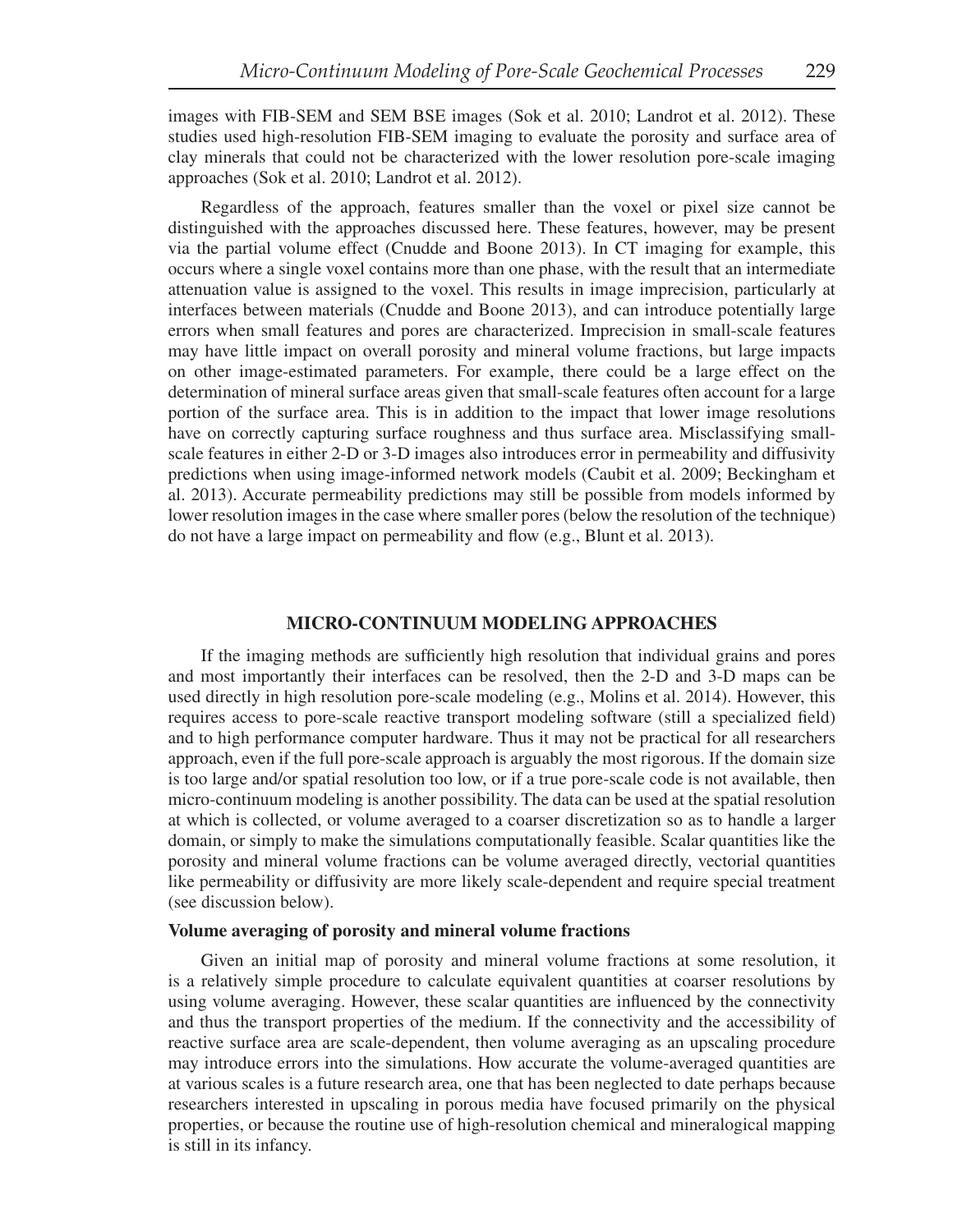images with FIB-SEM and SEM BSE images (Sok et al. 2010; Landrot et al. 2012). These studies used high-resolution FIB-SEM imaging to evaluate the porosity and surface area of clay minerals that could not be characterized with the lower resolution pore-scale imaging approaches (Sok et al. 2010; Landrot et al. 2012).

Regardless of the approach, features smaller than the voxel or pixel size cannot be distinguished with the approaches discussed here. These features, however, may be present via the partial volume effect (Cnudde and Boone 2013). In CT imaging for example, this occurs where a single voxel contains more than one phase, with the result that an intermediate attenuation value is assigned to the voxel. This results in image imprecision, particularly at interfaces between materials (Cnudde and Boone 2013), and can introduce potentially large errors when small features and pores are characterized. Imprecision in small-scale features may have little impact on overall porosity and mineral volume fractions, but large impacts on other image-estimated parameters. For example, there could be a large effect on the determination of mineral surface areas given that small-scale features often account for a large portion of the surface area. This is in addition to the impact that lower image resolutions have on correctly capturing surface roughness and thus surface area. Misclassifying small-scale features in either 2-D or 3-D images also introduces error in permeability and diffusivity predictions when using image-informed network models (Caubit et al. 2009; Beckingham et al. 2013). Accurate permeability predictions may still be possible from models informed by lower resolution images in the case where smaller pores (below the resolution of the technique) do not have a large impact on permeability and flow (e.g., Blunt et al. 2013).

## MICRO-CONTINUUM MODELING APPROACHES

If the imaging methods are sufficiently high resolution that individual grains and pores and most importantly their interfaces can be resolved, then the 2-D and 3-D maps can be used directly in high resolution pore-scale modeling (e.g., Molins et al. 2014). However, this requires access to pore-scale reactive transport modeling software (still a specialized field) and to high performance computer hardware. Thus it may not be practical for all researchers approach, even if the full pore-scale approach is arguably the most rigorous. If the domain size is too large and/or spatial resolution too low, or if a true pore-scale code is not available, then micro-continuum modeling is another possibility. The data can be used at the spatial resolution at which is collected, or volume averaged to a coarser discretization so as to handle a larger domain, or simply to make the simulations computationally feasible. Scalar quantities like the porosity and mineral volume fractions can be volume averaged directly, vectorial quantities like permeability or diffusivity are more likely scale-dependent and require special treatment (see discussion below).

### Volume averaging of porosity and mineral volume fractions

Given an initial map of porosity and mineral volume fractions at some resolution, it is a relatively simple procedure to calculate equivalent quantities at coarser resolutions by using volume averaging. However, these scalar quantities are influenced by the connectivity and thus the transport properties of the medium. If the connectivity and the accessibility of reactive surface area are scale-dependent, then volume averaging as an upscaling procedure may introduce errors into the simulations. How accurate the volume-averaged quantities are at various scales is a future research area, one that has been neglected to date perhaps because researchers interested in upscaling in porous media have focused primarily on the physical properties, or because the routine use of high-resolution chemical and mineralogical mapping is still in its infancy.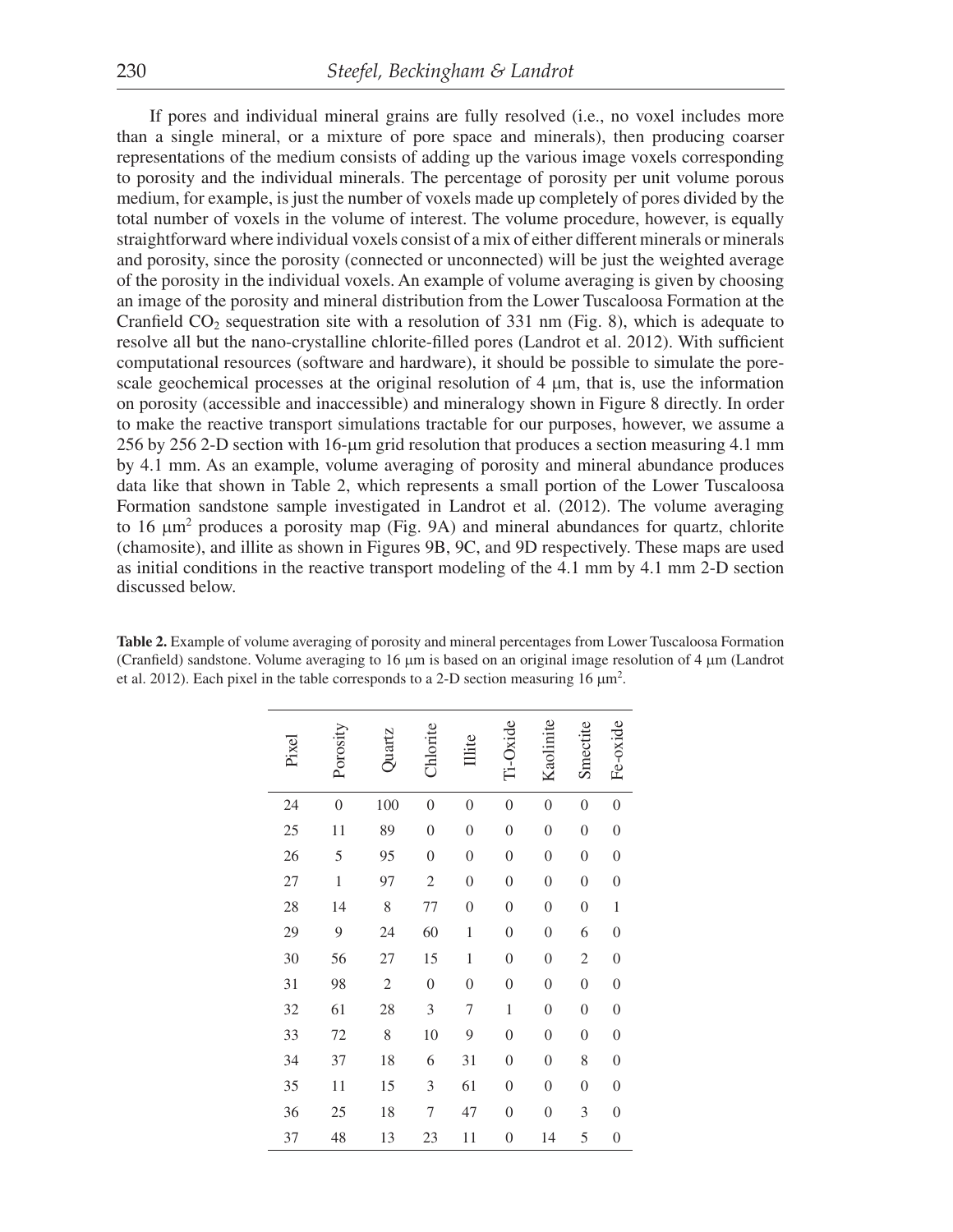If pores and individual mineral grains are fully resolved (i.e., no voxel includes more than a single mineral, or a mixture of pore space and minerals), then producing coarser representations of the medium consists of adding up the various image voxels corresponding to porosity and the individual minerals. The percentage of porosity per unit volume porous medium, for example, is just the number of voxels made up completely of pores divided by the total number of voxels in the volume of interest. The volume procedure, however, is equally straightforward where individual voxels consist of a mix of either different minerals or minerals and porosity, since the porosity (connected or unconnected) will be just the weighted average of the porosity in the individual voxels. An example of volume averaging is given by choosing an image of the porosity and mineral distribution from the Lower Tuscaloosa Formation at the Cranfield $CO_2$ sequestration site with a resolution of 331 nm (Fig. 8), which is adequate to resolve all but the nano-crystalline chlorite-filled pores (Landrot et al. 2012). With sufficient computational resources (software and hardware), it should be possible to simulate the pore-scale geochemical processes at the original resolution of 4 μm, that is, use the information on porosity (accessible and inaccessible) and mineralogy shown in Figure 8 directly. In order to make the reactive transport simulations tractable for our purposes, however, we assume a 256 by 256 2-D section with 16-μm grid resolution that produces a section measuring 4.1 mm by 4.1 mm. As an example, volume averaging of porosity and mineral abundance produces data like that shown in Table 2, which represents a small portion of the Lower Tuscaloosa Formation sandstone sample investigated in Landrot et al. (2012). The volume averaging to 16 $\mu m^2$ produces a porosity map (Fig. 9A) and mineral abundances for quartz, chlorite (chamosite), and illite as shown in Figures 9B, 9C, and 9D respectively. These maps are used as initial conditions in the reactive transport modeling of the 4.1 mm by 4.1 mm 2-D section discussed below.

**Table 2.** Example of volume averaging of porosity and mineral percentages from Lower Tuscaloosa Formation (Cranfield) sandstone. Volume averaging to 16 μm is based on an original image resolution of 4 μm (Landrot et al. 2012). Each pixel in the table corresponds to a 2-D section measuring 16 $\mu m^2$.

| Pixel | Porosity | Quartz | Chlorite | Illite | Ti-Oxide | Kaolinite | Smectite | Fe-oxide |
|---|---|---|---|---|---|---|---|---|
| 24 | 0 | 100 | 0 | 0 | 0 | 0 | 0 | 0 |
| 25 | 11 | 89 | 0 | 0 | 0 | 0 | 0 | 0 |
| 26 | 5 | 95 | 0 | 0 | 0 | 0 | 0 | 0 |
| 27 | 1 | 97 | 2 | 0 | 0 | 0 | 0 | 0 |
| 28 | 14 | 8 | 77 | 0 | 0 | 0 | 0 | 1 |
| 29 | 9 | 24 | 60 | 1 | 0 | 0 | 6 | 0 |
| 30 | 56 | 27 | 15 | 1 | 0 | 0 | 2 | 0 |
| 31 | 98 | 2 | 0 | 0 | 0 | 0 | 0 | 0 |
| 32 | 61 | 28 | 3 | 7 | 1 | 0 | 0 | 0 |
| 33 | 72 | 8 | 10 | 9 | 0 | 0 | 0 | 0 |
| 34 | 37 | 18 | 6 | 31 | 0 | 0 | 8 | 0 |
| 35 | 11 | 15 | 3 | 61 | 0 | 0 | 0 | 0 |
| 36 | 25 | 18 | 7 | 47 | 0 | 0 | 3 | 0 |
| 37 | 48 | 13 | 23 | 11 | 0 | 14 | 5 | 0 |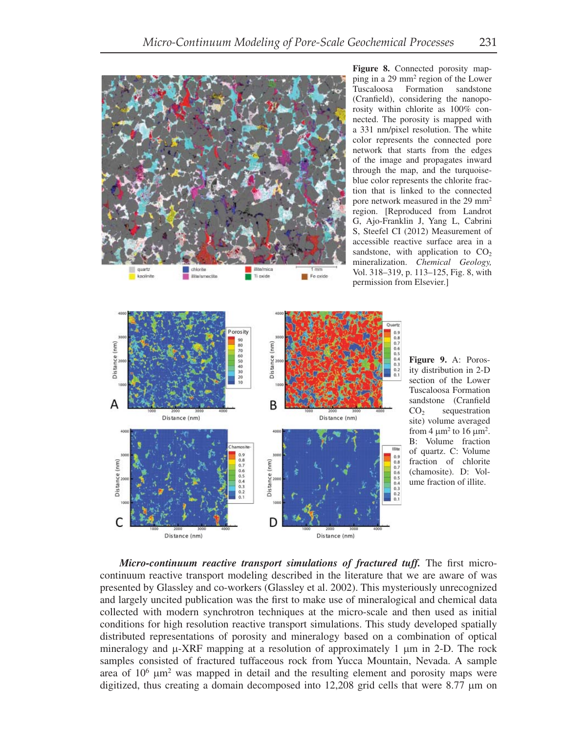quartz
kaolinite
chlorite
illite/smectite
illite/mica
Ti oxide
Fe oxide
1 mm

**Figure 8.** Connected porosity mapping in a 29 mm$^2$ region of the Lower Tuscaloosa Formation sandstone (Cranfield), considering the nanoporosity within chlorite as 100% connected. The porosity is mapped with a 331 nm/pixel resolution. The white color represents the connected pore network that starts from the edges of the image and propagates inward through the map, and the turquoise-blue color represents the chlorite fraction that is linked to the connected pore network measured in the 29 mm$^2$ region. [Reproduced from Landrot G, Ajo-Franklin J, Yang L, Cabrini S, Steefel CI (2012) Measurement of accessible reactive surface area in a sandstone, with application to $CO_2$ mineralization. *Chemical Geology,* Vol. 318–319, p. 113–125, Fig. 8, with permission from Elsevier.]

A
Porosity
90
80
70
60
50
40
30
20
10
Distance (nm)
1000
2000
3000
4000

B
Quartz
0.9
0.8
0.7
0.6
0.5
0.4
0.3
0.2
0.1
Distance (nm)
1000
2000
3000
4000

C
Chamosite
0.9
0.8
0.7
0.6
0.5
0.4
0.3
0.2
0.1
Distance (nm)
1000
2000
3000
4000

D
Illite
0.9
0.8
0.7
0.6
0.5
0.4
0.3
0.2
0.1
Distance (nm)
1000
2000
3000
4000

**Figure 9.** A: Porosity distribution in 2-D section of the Lower Tuscaloosa Formation sandstone (Cranfield $CO_2$ sequestration site) volume averaged from 4 μm$^2$ to 16 μm$^2$. B: Volume fraction of quartz. C: Volume fraction of chlorite (chamosite). D: Volume fraction of illite.

***Micro-continuum reactive transport simulations of fractured tuff.*** The first micro-continuum reactive transport modeling described in the literature that we are aware of was presented by Glassley and co-workers (Glassley et al. 2002). This mysteriously unrecognized and largely uncited publication was the first to make use of mineralogical and chemical data collected with modern synchrotron techniques at the micro-scale and then used as initial conditions for high resolution reactive transport simulations. This study developed spatially distributed representations of porosity and mineralogy based on a combination of optical mineralogy and μ-XRF mapping at a resolution of approximately 1 μm in 2-D. The rock samples consisted of fractured tuffaceous rock from Yucca Mountain, Nevada. A sample area of $10^6$ μm$^2$ was mapped in detail and the resulting element and porosity maps were digitized, thus creating a domain decomposed into 12,208 grid cells that were 8.77 μm on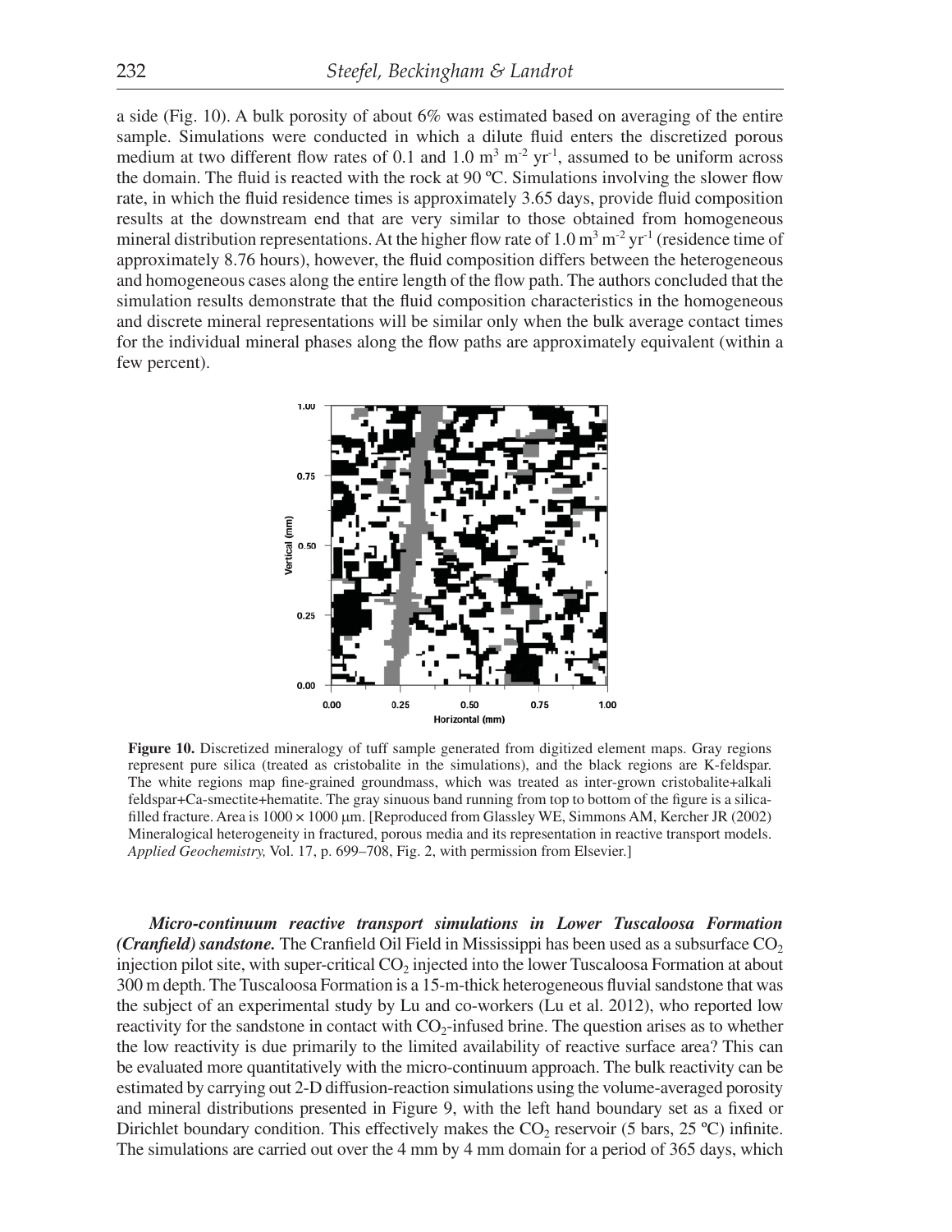a side (Fig. 10). A bulk porosity of about 6% was estimated based on averaging of the entire sample. Simulations were conducted in which a dilute fluid enters the discretized porous medium at two different flow rates of 0.1 and 1.0 $m^3\ m^{-2}\ yr^{-1}$, assumed to be uniform across the domain. The fluid is reacted with the rock at 90 ºC. Simulations involving the slower flow rate, in which the fluid residence times is approximately 3.65 days, provide fluid composition results at the downstream end that are very similar to those obtained from homogeneous mineral distribution representations. At the higher flow rate of 1.0 $m^3\ m^{-2}\ yr^{-1}$ (residence time of approximately 8.76 hours), however, the fluid composition differs between the heterogeneous and homogeneous cases along the entire length of the flow path. The authors concluded that the simulation results demonstrate that the fluid composition characteristics in the homogeneous and discrete mineral representations will be similar only when the bulk average contact times for the individual mineral phases along the flow paths are approximately equivalent (within a few percent).

1.00
0.75
0.50
0.25
0.00
Vertical (mm)
0.00 0.25 0.50 0.75 1.00
Horizontal (mm)

**Figure 10.** Discretized mineralogy of tuff sample generated from digitized element maps. Gray regions represent pure silica (treated as cristobalite in the simulations), and the black regions are K-feldspar. The white regions map fine-grained groundmass, which was treated as inter-grown cristobalite+alkali feldspar+Ca-smectite+hematite. The gray sinuous band running from top to bottom of the figure is a silica-filled fracture. Area is 1000 × 1000 μm. [Reproduced from Glassley WE, Simmons AM, Kercher JR (2002) Mineralogical heterogeneity in fractured, porous media and its representation in reactive transport models. *Applied Geochemistry,* Vol. 17, p. 699–708, Fig. 2, with permission from Elsevier.]

***Micro-continuum reactive transport simulations in Lower Tuscaloosa Formation (Cranfield) sandstone.*** The Cranfield Oil Field in Mississippi has been used as a subsurface $CO_2$ injection pilot site, with super-critical $CO_2$ injected into the lower Tuscaloosa Formation at about 300 m depth. The Tuscaloosa Formation is a 15-m-thick heterogeneous fluvial sandstone that was the subject of an experimental study by Lu and co-workers (Lu et al. 2012), who reported low reactivity for the sandstone in contact with $CO_2$-infused brine. The question arises as to whether the low reactivity is due primarily to the limited availability of reactive surface area? This can be evaluated more quantitatively with the micro-continuum approach. The bulk reactivity can be estimated by carrying out 2-D diffusion-reaction simulations using the volume-averaged porosity and mineral distributions presented in Figure 9, with the left hand boundary set as a fixed or Dirichlet boundary condition. This effectively makes the $CO_2$ reservoir (5 bars, 25 ºC) infinite. The simulations are carried out over the 4 mm by 4 mm domain for a period of 365 days, which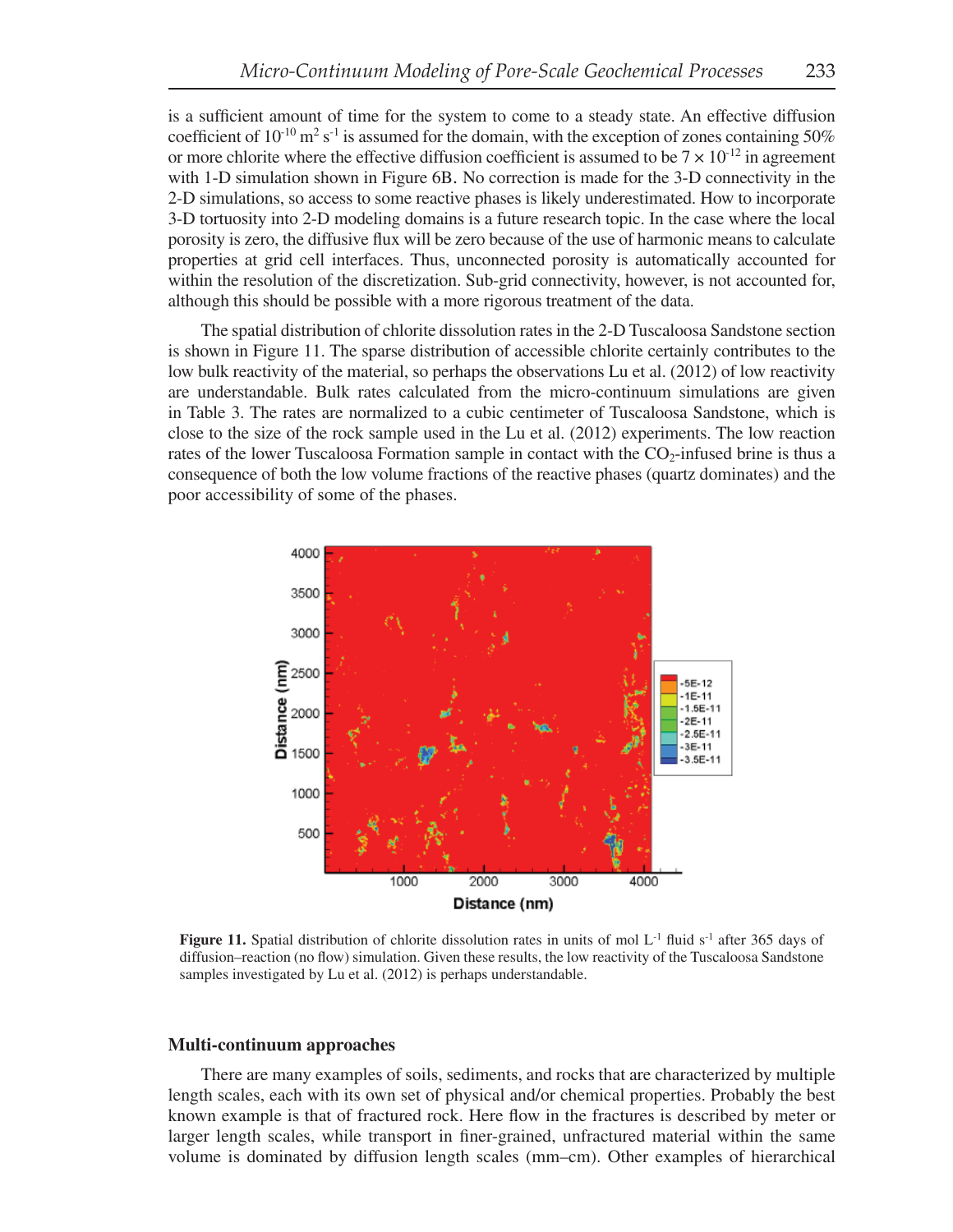is a sufficient amount of time for the system to come to a steady state. An effective diffusion coefficient of $10^{-10}$ $m^2$ $s^{-1}$ is assumed for the domain, with the exception of zones containing 50% or more chlorite where the effective diffusion coefficient is assumed to be $7 \times 10^{-12}$ in agreement with 1-D simulation shown in Figure 6B. No correction is made for the 3-D connectivity in the 2-D simulations, so access to some reactive phases is likely underestimated. How to incorporate 3-D tortuosity into 2-D modeling domains is a future research topic. In the case where the local porosity is zero, the diffusive flux will be zero because of the use of harmonic means to calculate properties at grid cell interfaces. Thus, unconnected porosity is automatically accounted for within the resolution of the discretization. Sub-grid connectivity, however, is not accounted for, although this should be possible with a more rigorous treatment of the data.

The spatial distribution of chlorite dissolution rates in the 2-D Tuscaloosa Sandstone section is shown in Figure 11. The sparse distribution of accessible chlorite certainly contributes to the low bulk reactivity of the material, so perhaps the observations Lu et al. (2012) of low reactivity are understandable. Bulk rates calculated from the micro-continuum simulations are given in Table 3. The rates are normalized to a cubic centimeter of Tuscaloosa Sandstone, which is close to the size of the rock sample used in the Lu et al. (2012) experiments. The low reaction rates of the lower Tuscaloosa Formation sample in contact with the $CO_2$-infused brine is thus a consequence of both the low volume fractions of the reactive phases (quartz dominates) and the poor accessibility of some of the phases.

Distance (nm)
4000
3500
3000
2500
2000
1500
1000
500
1000
2000
3000
4000
Distance (nm)
-5E-12
-1E-11
-1.5E-11
-2E-11
-2.5E-11
-3E-11
-3.5E-11

**Figure 11.** Spatial distribution of chlorite dissolution rates in units of mol $L^{-1}$ fluid $s^{-1}$ after 365 days of diffusion–reaction (no flow) simulation. Given these results, the low reactivity of the Tuscaloosa Sandstone samples investigated by Lu et al. (2012) is perhaps understandable.

### Multi-continuum approaches

There are many examples of soils, sediments, and rocks that are characterized by multiple length scales, each with its own set of physical and/or chemical properties. Probably the best known example is that of fractured rock. Here flow in the fractures is described by meter or larger length scales, while transport in finer-grained, unfractured material within the same volume is dominated by diffusion length scales (mm–cm). Other examples of hierarchical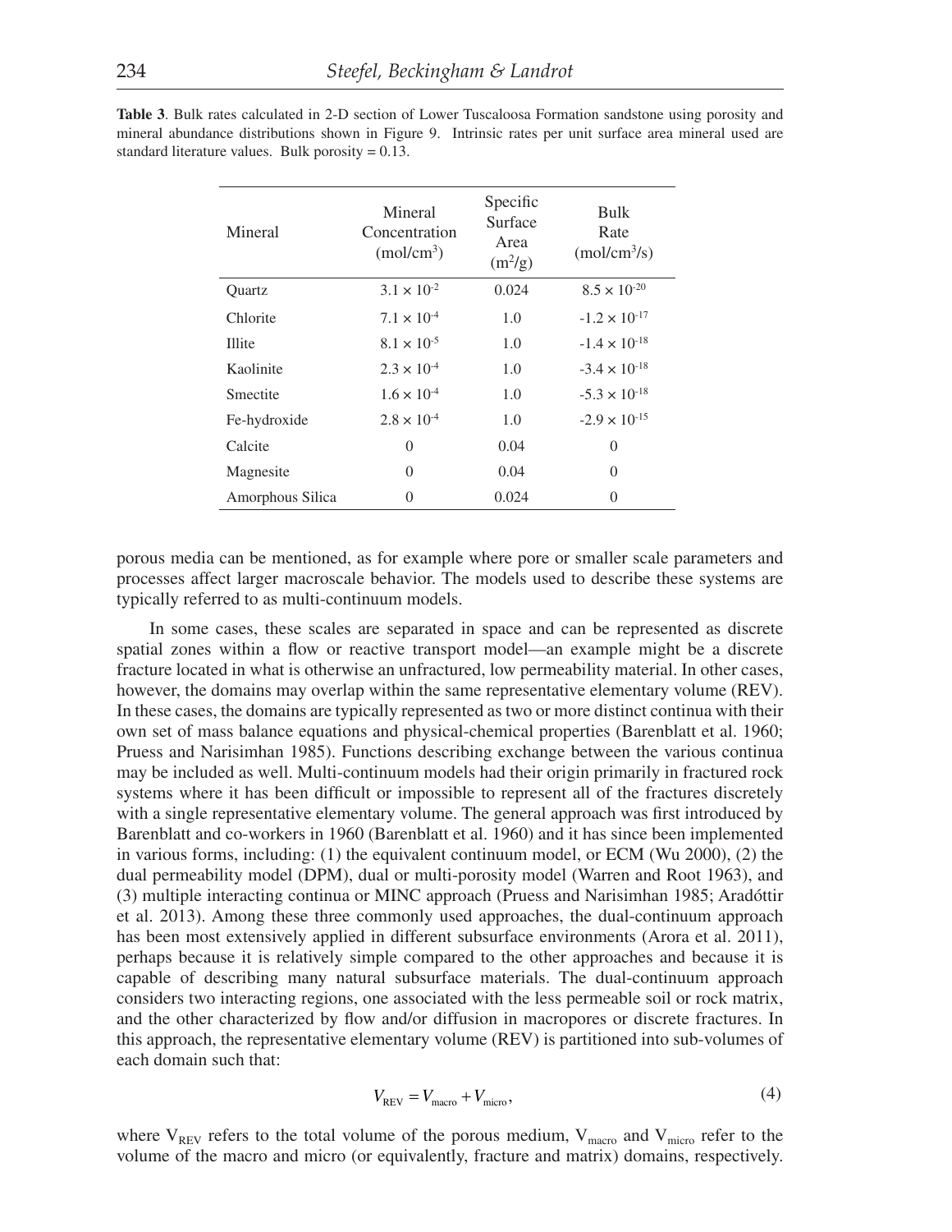**Table 3**. Bulk rates calculated in 2-D section of Lower Tuscaloosa Formation sandstone using porosity and mineral abundance distributions shown in Figure 9. Intrinsic rates per unit surface area mineral used are standard literature values. Bulk porosity = 0.13.

| Mineral | Mineral Concentration (mol/cm$^3$) | Specific Surface Area (m$^2$/g) | Bulk Rate (mol/cm$^3$/s) |
|---|---|---|---|
| Quartz | $3.1 \times 10^{-2}$ | 0.024 | $8.5 \times 10^{-20}$ |
| Chlorite | $7.1 \times 10^{-4}$ | 1.0 | $-1.2 \times 10^{-17}$ |
| Illite | $8.1 \times 10^{-5}$ | 1.0 | $-1.4 \times 10^{-18}$ |
| Kaolinite | $2.3 \times 10^{-4}$ | 1.0 | $-3.4 \times 10^{-18}$ |
| Smectite | $1.6 \times 10^{-4}$ | 1.0 | $-5.3 \times 10^{-18}$ |
| Fe-hydroxide | $2.8 \times 10^{-4}$ | 1.0 | $-2.9 \times 10^{-15}$ |
| Calcite | 0 | 0.04 | 0 |
| Magnesite | 0 | 0.04 | 0 |
| Amorphous Silica | 0 | 0.024 | 0 |

porous media can be mentioned, as for example where pore or smaller scale parameters and processes affect larger macroscale behavior. The models used to describe these systems are typically referred to as multi-continuum models.

In some cases, these scales are separated in space and can be represented as discrete spatial zones within a flow or reactive transport model—an example might be a discrete fracture located in what is otherwise an unfractured, low permeability material. In other cases, however, the domains may overlap within the same representative elementary volume (REV). In these cases, the domains are typically represented as two or more distinct continua with their own set of mass balance equations and physical-chemical properties (Barenblatt et al. 1960; Pruess and Narisimhan 1985). Functions describing exchange between the various continua may be included as well. Multi-continuum models had their origin primarily in fractured rock systems where it has been difficult or impossible to represent all of the fractures discretely with a single representative elementary volume. The general approach was first introduced by Barenblatt and co-workers in 1960 (Barenblatt et al. 1960) and it has since been implemented in various forms, including: (1) the equivalent continuum model, or ECM (Wu 2000), (2) the dual permeability model (DPM), dual or multi-porosity model (Warren and Root 1963), and (3) multiple interacting continua or MINC approach (Pruess and Narisimhan 1985; Aradóttir et al. 2013). Among these three commonly used approaches, the dual-continuum approach has been most extensively applied in different subsurface environments (Arora et al. 2011), perhaps because it is relatively simple compared to the other approaches and because it is capable of describing many natural subsurface materials. The dual-continuum approach considers two interacting regions, one associated with the less permeable soil or rock matrix, and the other characterized by flow and/or diffusion in macropores or discrete fractures. In this approach, the representative elementary volume (REV) is partitioned into sub-volumes of each domain such that:

$$V_{\mathrm{REV}} = V_{\mathrm{macro}} + V_{\mathrm{micro}}, \tag{4}$$

where $V_{\mathrm{REV}}$ refers to the total volume of the porous medium, $V_{\mathrm{macro}}$ and $V_{\mathrm{micro}}$ refer to the volume of the macro and micro (or equivalently, fracture and matrix) domains, respectively.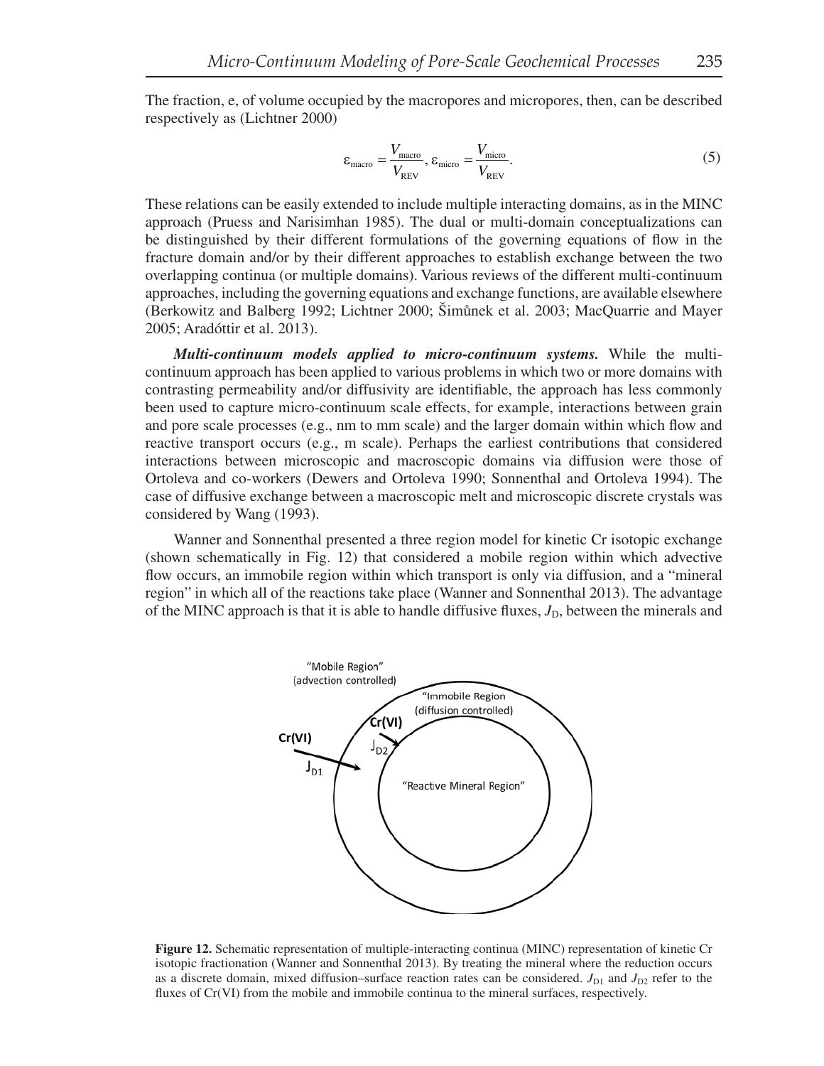The fraction, e, of volume occupied by the macropores and micropores, then, can be described respectively as (Lichtner 2000)

$$\varepsilon_{\text{macro}} = \frac{V_{\text{macro}}}{V_{\text{REV}}}, \ \varepsilon_{\text{micro}} = \frac{V_{\text{micro}}}{V_{\text{REV}}}. \tag{5}$$

These relations can be easily extended to include multiple interacting domains, as in the MINC approach (Pruess and Narisimhan 1985). The dual or multi-domain conceptualizations can be distinguished by their different formulations of the governing equations of flow in the fracture domain and/or by their different approaches to establish exchange between the two overlapping continua (or multiple domains). Various reviews of the different multi-continuum approaches, including the governing equations and exchange functions, are available elsewhere (Berkowitz and Balberg 1992; Lichtner 2000; Šimůnek et al. 2003; MacQuarrie and Mayer 2005; Aradóttir et al. 2013).

***Multi-continuum models applied to micro-continuum systems.*** While the multi-continuum approach has been applied to various problems in which two or more domains with contrasting permeability and/or diffusivity are identifiable, the approach has less commonly been used to capture micro-continuum scale effects, for example, interactions between grain and pore scale processes (e.g., nm to mm scale) and the larger domain within which flow and reactive transport occurs (e.g., m scale). Perhaps the earliest contributions that considered interactions between microscopic and macroscopic domains via diffusion were those of Ortoleva and co-workers (Dewers and Ortoleva 1990; Sonnenthal and Ortoleva 1994). The case of diffusive exchange between a macroscopic melt and microscopic discrete crystals was considered by Wang (1993).

Wanner and Sonnenthal presented a three region model for kinetic Cr isotopic exchange (shown schematically in Fig. 12) that considered a mobile region within which advective flow occurs, an immobile region within which transport is only via diffusion, and a "mineral region" in which all of the reactions take place (Wanner and Sonnenthal 2013). The advantage of the MINC approach is that it is able to handle diffusive fluxes, $J_D$, between the minerals and

"Mobile Region"
(advection controlled)
"Immobile Region
(diffusion controlled)
Cr(VI)
$J_{D2}$
Cr(VI)
$J_{D1}$
"Reactive Mineral Region"

**Figure 12.** Schematic representation of multiple-interacting continua (MINC) representation of kinetic Cr isotopic fractionation (Wanner and Sonnenthal 2013). By treating the mineral where the reduction occurs as a discrete domain, mixed diffusion–surface reaction rates can be considered. $J_{D1}$ and $J_{D2}$ refer to the fluxes of Cr(VI) from the mobile and immobile continua to the mineral surfaces, respectively.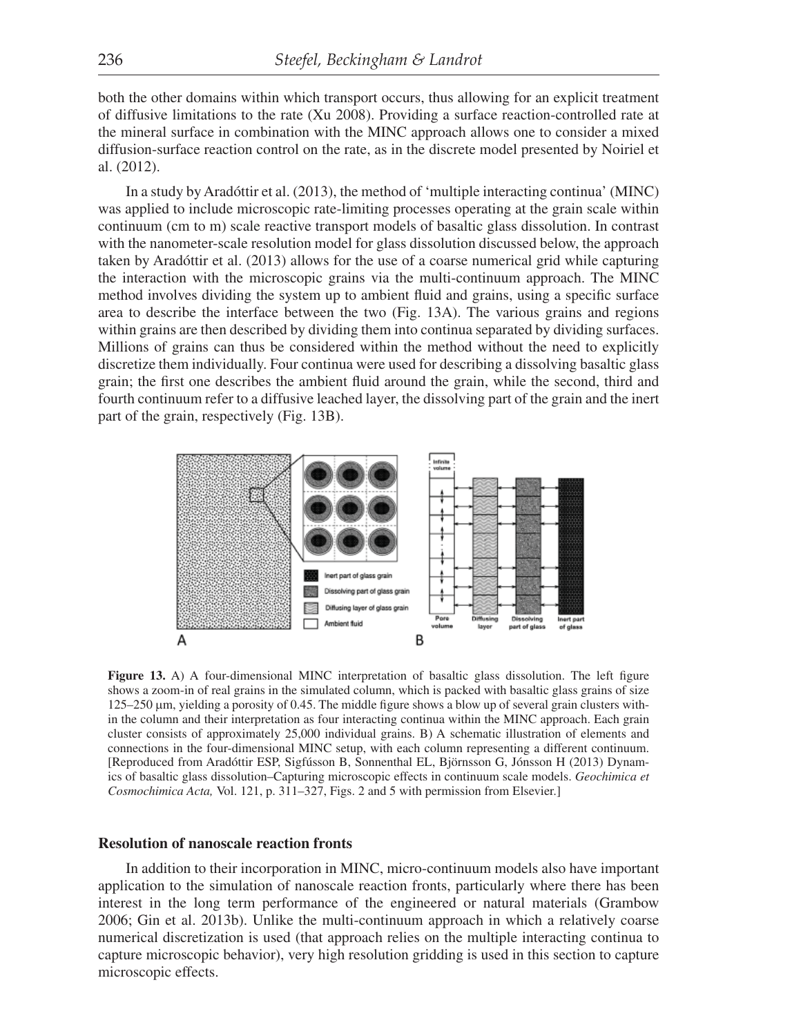both the other domains within which transport occurs, thus allowing for an explicit treatment of diffusive limitations to the rate (Xu 2008). Providing a surface reaction-controlled rate at the mineral surface in combination with the MINC approach allows one to consider a mixed diffusion-surface reaction control on the rate, as in the discrete model presented by Noiriel et al. (2012).

In a study by Aradóttir et al. (2013), the method of 'multiple interacting continua' (MINC) was applied to include microscopic rate-limiting processes operating at the grain scale within continuum (cm to m) scale reactive transport models of basaltic glass dissolution. In contrast with the nanometer-scale resolution model for glass dissolution discussed below, the approach taken by Aradóttir et al. (2013) allows for the use of a coarse numerical grid while capturing the interaction with the microscopic grains via the multi-continuum approach. The MINC method involves dividing the system up to ambient fluid and grains, using a specific surface area to describe the interface between the two (Fig. 13A). The various grains and regions within grains are then described by dividing them into continua separated by dividing surfaces. Millions of grains can thus be considered within the method without the need to explicitly discretize them individually. Four continua were used for describing a dissolving basaltic glass grain; the first one describes the ambient fluid around the grain, while the second, third and fourth continuum refer to a diffusive leached layer, the dissolving part of the grain and the inert part of the grain, respectively (Fig. 13B).

Inert part of glass grain
Dissolving part of glass grain
Diffusing layer of glass grain
Ambient fluid
A

Infinite volume
Pore volume
Diffusing layer
Dissolving part of glass
Inert part of glass
B

**Figure 13.** A) A four-dimensional MINC interpretation of basaltic glass dissolution. The left figure shows a zoom-in of real grains in the simulated column, which is packed with basaltic glass grains of size 125–250 μm, yielding a porosity of 0.45. The middle figure shows a blow up of several grain clusters within the column and their interpretation as four interacting continua within the MINC approach. Each grain cluster consists of approximately 25,000 individual grains. B) A schematic illustration of elements and connections in the four-dimensional MINC setup, with each column representing a different continuum. [Reproduced from Aradóttir ESP, Sigfússon B, Sonnenthal EL, Björnsson G, Jónsson H (2013) Dynamics of basaltic glass dissolution–Capturing microscopic effects in continuum scale models. *Geochimica et Cosmochimica Acta,* Vol. 121, p. 311–327, Figs. 2 and 5 with permission from Elsevier.]

### Resolution of nanoscale reaction fronts

In addition to their incorporation in MINC, micro-continuum models also have important application to the simulation of nanoscale reaction fronts, particularly where there has been interest in the long term performance of the engineered or natural materials (Grambow 2006; Gin et al. 2013b). Unlike the multi-continuum approach in which a relatively coarse numerical discretization is used (that approach relies on the multiple interacting continua to capture microscopic behavior), very high resolution gridding is used in this section to capture microscopic effects.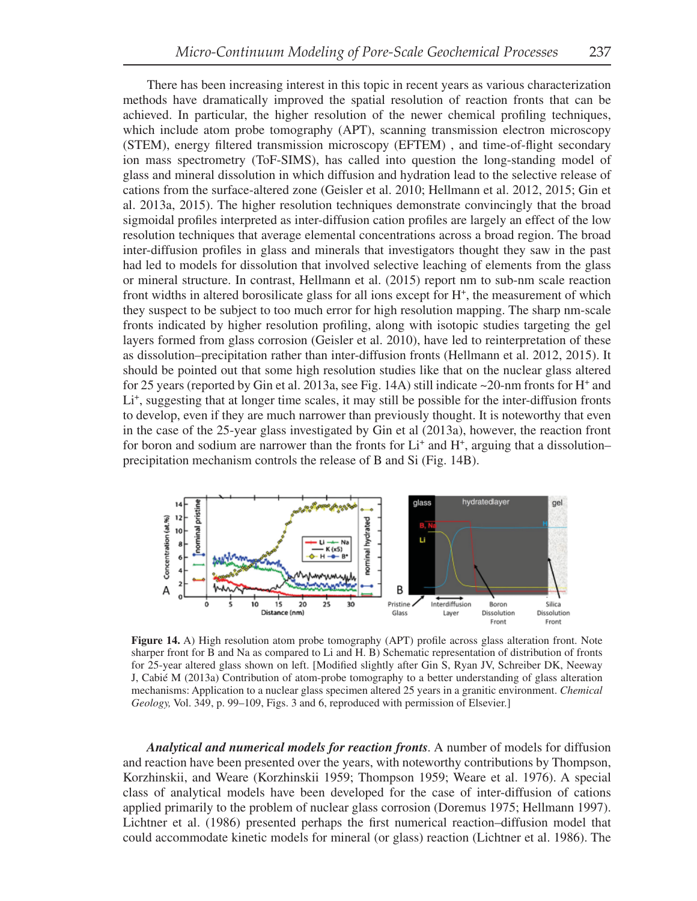There has been increasing interest in this topic in recent years as various characterization methods have dramatically improved the spatial resolution of reaction fronts that can be achieved. In particular, the higher resolution of the newer chemical profiling techniques, which include atom probe tomography (APT), scanning transmission electron microscopy (STEM), energy filtered transmission microscopy (EFTEM) , and time-of-flight secondary ion mass spectrometry (ToF-SIMS), has called into question the long-standing model of glass and mineral dissolution in which diffusion and hydration lead to the selective release of cations from the surface-altered zone (Geisler et al. 2010; Hellmann et al. 2012, 2015; Gin et al. 2013a, 2015). The higher resolution techniques demonstrate convincingly that the broad sigmoidal profiles interpreted as inter-diffusion cation profiles are largely an effect of the low resolution techniques that average elemental concentrations across a broad region. The broad inter-diffusion profiles in glass and minerals that investigators thought they saw in the past had led to models for dissolution that involved selective leaching of elements from the glass or mineral structure. In contrast, Hellmann et al. (2015) report nm to sub-nm scale reaction front widths in altered borosilicate glass for all ions except for $H^+$, the measurement of which they suspect to be subject to too much error for high resolution mapping. The sharp nm-scale fronts indicated by higher resolution profiling, along with isotopic studies targeting the gel layers formed from glass corrosion (Geisler et al. 2010), have led to reinterpretation of these as dissolution–precipitation rather than inter-diffusion fronts (Hellmann et al. 2012, 2015). It should be pointed out that some high resolution studies like that on the nuclear glass altered for 25 years (reported by Gin et al. 2013a, see Fig. 14A) still indicate ~20-nm fronts for $H^+$ and $Li^+$, suggesting that at longer time scales, it may still be possible for the inter-diffusion fronts to develop, even if they are much narrower than previously thought. It is noteworthy that even in the case of the 25-year glass investigated by Gin et al (2013a), however, the reaction front for boron and sodium are narrower than the fronts for $Li^+$ and $H^+$, arguing that a dissolution–precipitation mechanism controls the release of B and Si (Fig. 14B).

A
Concentration (at.%)
14
12
10
8
6
4
2
0
nominal pristine
nominal hydrated
Li — Na
K (x5)
H — B*
0 5 10 15 20 25 30
Distance (nm)

B
glass
hydratedlayer
gel
B, Na
Li
H
Pristine Glass
Interdiffusion Layer
Boron Dissolution Front
Silica Dissolution Front

**Figure 14.** A) High resolution atom probe tomography (APT) profile across glass alteration front. Note sharper front for B and Na as compared to Li and H. B) Schematic representation of distribution of fronts for 25-year altered glass shown on left. [Modified slightly after Gin S, Ryan JV, Schreiber DK, Neeway J, Cabié M (2013a) Contribution of atom-probe tomography to a better understanding of glass alteration mechanisms: Application to a nuclear glass specimen altered 25 years in a granitic environment. *Chemical Geology,* Vol. 349, p. 99–109, Figs. 3 and 6, reproduced with permission of Elsevier.]

***Analytical and numerical models for reaction fronts***. A number of models for diffusion and reaction have been presented over the years, with noteworthy contributions by Thompson, Korzhinskii, and Weare (Korzhinskii 1959; Thompson 1959; Weare et al. 1976). A special class of analytical models have been developed for the case of inter-diffusion of cations applied primarily to the problem of nuclear glass corrosion (Doremus 1975; Hellmann 1997). Lichtner et al. (1986) presented perhaps the first numerical reaction–diffusion model that could accommodate kinetic models for mineral (or glass) reaction (Lichtner et al. 1986). The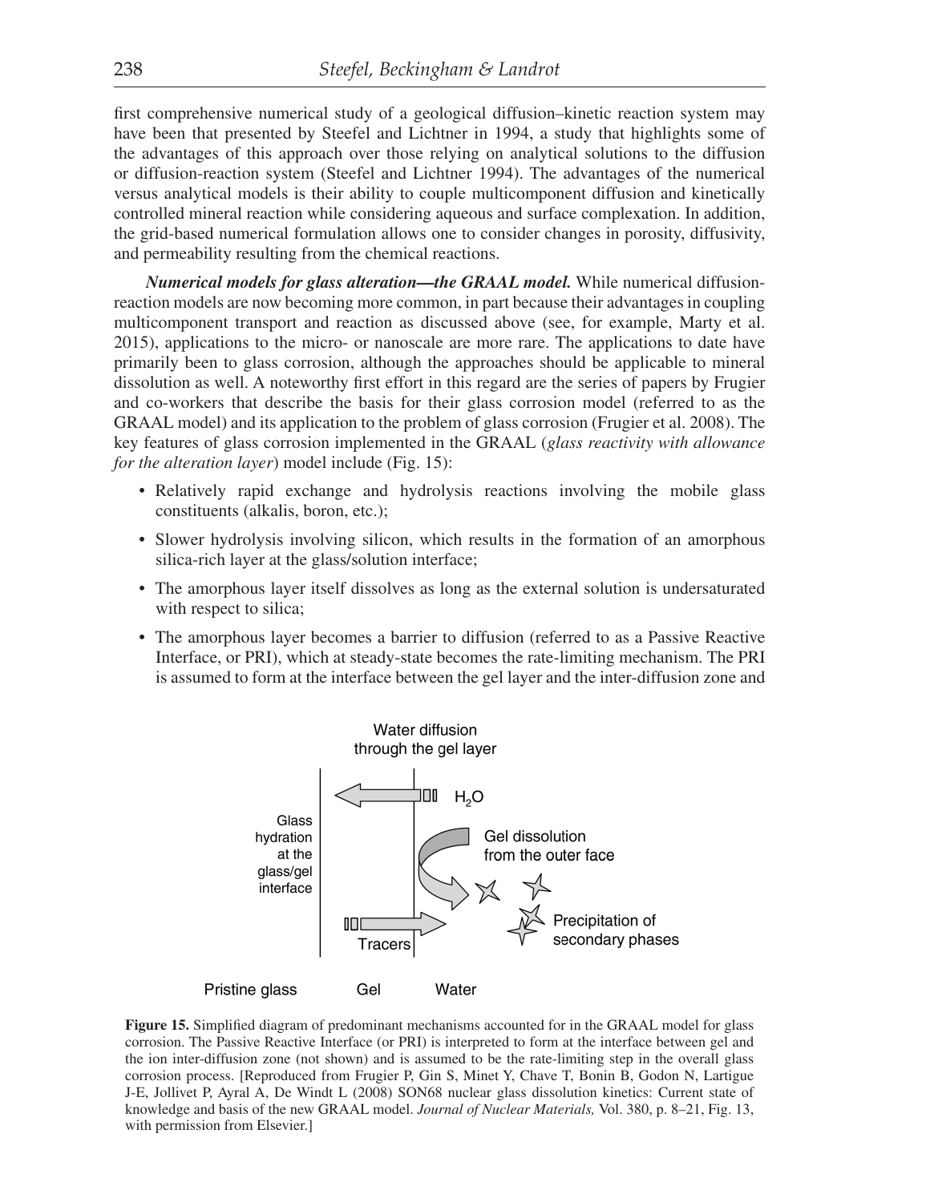first comprehensive numerical study of a geological diffusion–kinetic reaction system may have been that presented by Steefel and Lichtner in 1994, a study that highlights some of the advantages of this approach over those relying on analytical solutions to the diffusion or diffusion-reaction system (Steefel and Lichtner 1994). The advantages of the numerical versus analytical models is their ability to couple multicomponent diffusion and kinetically controlled mineral reaction while considering aqueous and surface complexation. In addition, the grid-based numerical formulation allows one to consider changes in porosity, diffusivity, and permeability resulting from the chemical reactions.

***Numerical models for glass alteration—the GRAAL model.*** While numerical diffusion-reaction models are now becoming more common, in part because their advantages in coupling multicomponent transport and reaction as discussed above (see, for example, Marty et al. 2015), applications to the micro- or nanoscale are more rare. The applications to date have primarily been to glass corrosion, although the approaches should be applicable to mineral dissolution as well. A noteworthy first effort in this regard are the series of papers by Frugier and co-workers that describe the basis for their glass corrosion model (referred to as the GRAAL model) and its application to the problem of glass corrosion (Frugier et al. 2008). The key features of glass corrosion implemented in the GRAAL (*glass reactivity with allowance for the alteration layer*) model include (Fig. 15):

- Relatively rapid exchange and hydrolysis reactions involving the mobile glass constituents (alkalis, boron, etc.);
- Slower hydrolysis involving silicon, which results in the formation of an amorphous silica-rich layer at the glass/solution interface;
- The amorphous layer itself dissolves as long as the external solution is undersaturated with respect to silica;
- The amorphous layer becomes a barrier to diffusion (referred to as a Passive Reactive Interface, or PRI), which at steady-state becomes the rate-limiting mechanism. The PRI is assumed to form at the interface between the gel layer and the inter-diffusion zone and

Water diffusion through the gel layer

$H_2O$

Glass hydration at the glass/gel interface

Gel dissolution from the outer face

Precipitation of secondary phases

Tracers

Pristine glass

Gel

Water

**Figure 15.** Simplified diagram of predominant mechanisms accounted for in the GRAAL model for glass corrosion. The Passive Reactive Interface (or PRI) is interpreted to form at the interface between gel and the ion inter-diffusion zone (not shown) and is assumed to be the rate-limiting step in the overall glass corrosion process. [Reproduced from Frugier P, Gin S, Minet Y, Chave T, Bonin B, Godon N, Lartigue J-E, Jollivet P, Ayral A, De Windt L (2008) SON68 nuclear glass dissolution kinetics: Current state of knowledge and basis of the new GRAAL model. *Journal of Nuclear Materials,* Vol. 380, p. 8–21, Fig. 13, with permission from Elsevier.]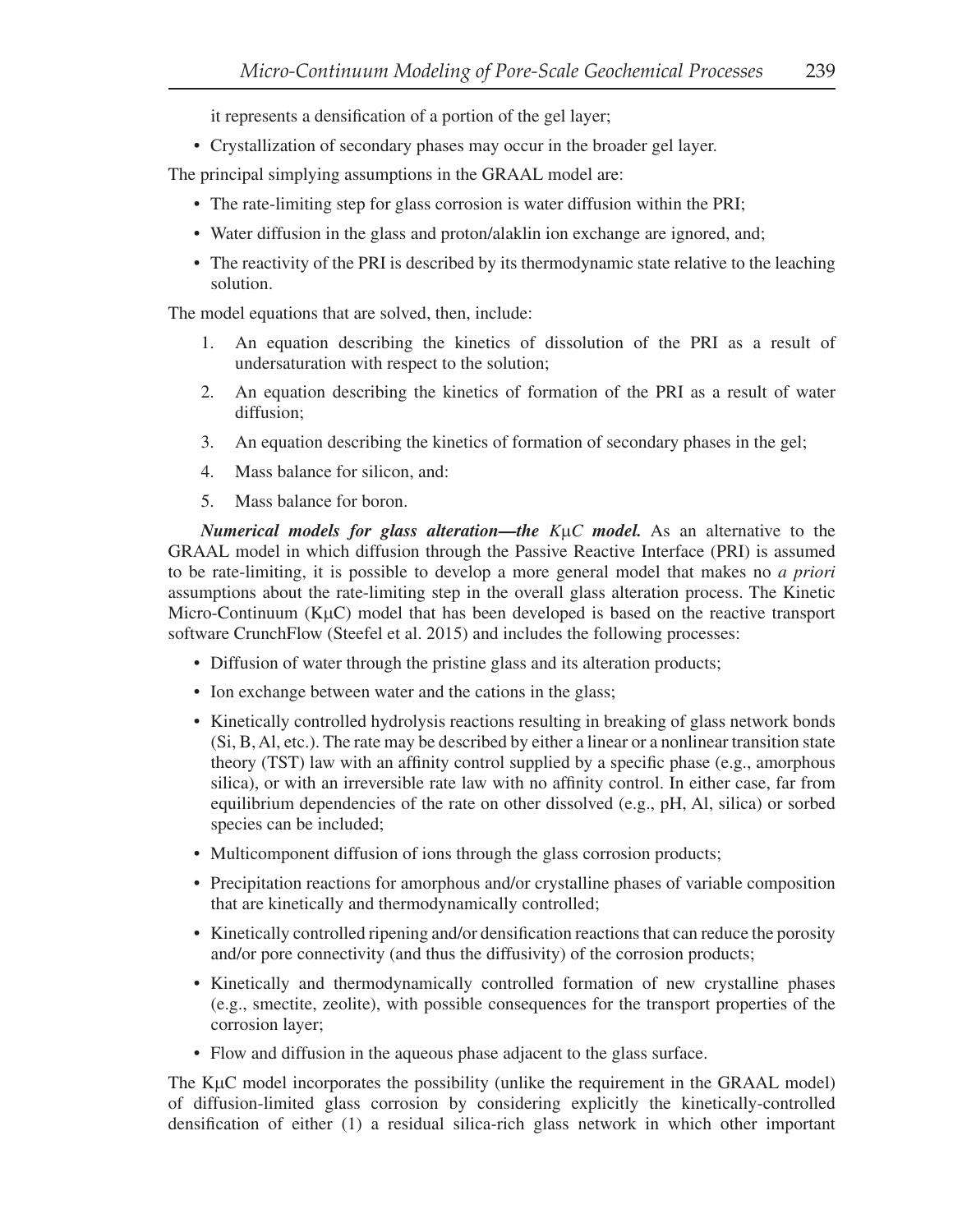it represents a densification of a portion of the gel layer;

- Crystallization of secondary phases may occur in the broader gel layer.

The principal simplying assumptions in the GRAAL model are:

- The rate-limiting step for glass corrosion is water diffusion within the PRI;
- Water diffusion in the glass and proton/alaklin ion exchange are ignored, and;
- The reactivity of the PRI is described by its thermodynamic state relative to the leaching solution.

The model equations that are solved, then, include:

1. An equation describing the kinetics of dissolution of the PRI as a result of undersaturation with respect to the solution;
2. An equation describing the kinetics of formation of the PRI as a result of water diffusion;
3. An equation describing the kinetics of formation of secondary phases in the gel;
4. Mass balance for silicon, and:
5. Mass balance for boron.

***Numerical models for glass alteration—the KμC model.*** As an alternative to the GRAAL model in which diffusion through the Passive Reactive Interface (PRI) is assumed to be rate-limiting, it is possible to develop a more general model that makes no *a priori* assumptions about the rate-limiting step in the overall glass alteration process. The Kinetic Micro-Continuum (KμC) model that has been developed is based on the reactive transport software CrunchFlow (Steefel et al. 2015) and includes the following processes:

- Diffusion of water through the pristine glass and its alteration products;
- Ion exchange between water and the cations in the glass;
- Kinetically controlled hydrolysis reactions resulting in breaking of glass network bonds (Si, B, Al, etc.). The rate may be described by either a linear or a nonlinear transition state theory (TST) law with an affinity control supplied by a specific phase (e.g., amorphous silica), or with an irreversible rate law with no affinity control. In either case, far from equilibrium dependencies of the rate on other dissolved (e.g., pH, Al, silica) or sorbed species can be included;
- Multicomponent diffusion of ions through the glass corrosion products;
- Precipitation reactions for amorphous and/or crystalline phases of variable composition that are kinetically and thermodynamically controlled;
- Kinetically controlled ripening and/or densification reactions that can reduce the porosity and/or pore connectivity (and thus the diffusivity) of the corrosion products;
- Kinetically and thermodynamically controlled formation of new crystalline phases (e.g., smectite, zeolite), with possible consequences for the transport properties of the corrosion layer;
- Flow and diffusion in the aqueous phase adjacent to the glass surface.

The KμC model incorporates the possibility (unlike the requirement in the GRAAL model) of diffusion-limited glass corrosion by considering explicitly the kinetically-controlled densification of either (1) a residual silica-rich glass network in which other important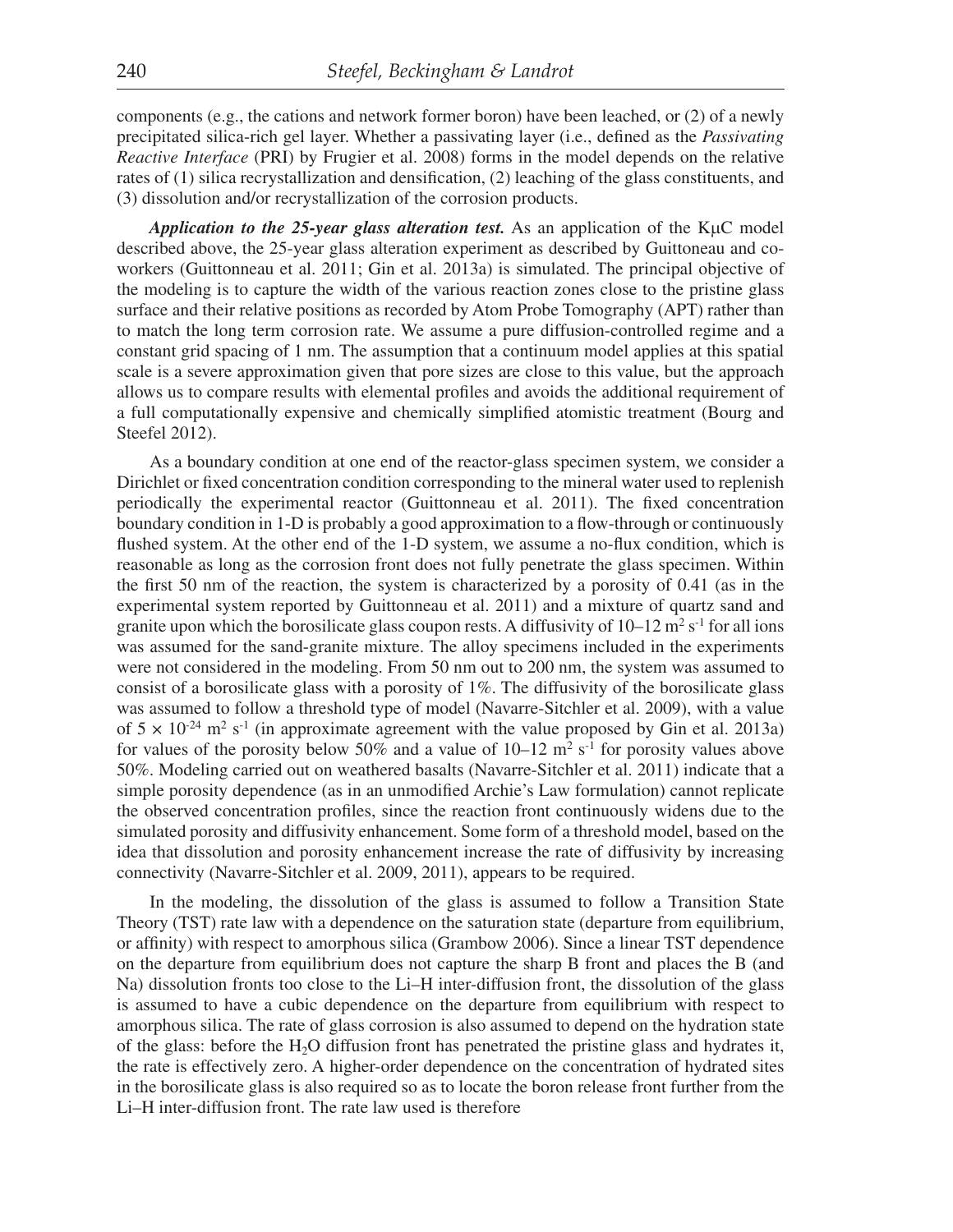components (e.g., the cations and network former boron) have been leached, or (2) of a newly precipitated silica-rich gel layer. Whether a passivating layer (i.e., defined as the *Passivating Reactive Interface* (PRI) by Frugier et al. 2008) forms in the model depends on the relative rates of (1) silica recrystallization and densification, (2) leaching of the glass constituents, and (3) dissolution and/or recrystallization of the corrosion products.

***Application to the 25-year glass alteration test.*** As an application of the KμC model described above, the 25-year glass alteration experiment as described by Guittoneau and co-workers (Guittonneau et al. 2011; Gin et al. 2013a) is simulated. The principal objective of the modeling is to capture the width of the various reaction zones close to the pristine glass surface and their relative positions as recorded by Atom Probe Tomography (APT) rather than to match the long term corrosion rate. We assume a pure diffusion-controlled regime and a constant grid spacing of 1 nm. The assumption that a continuum model applies at this spatial scale is a severe approximation given that pore sizes are close to this value, but the approach allows us to compare results with elemental profiles and avoids the additional requirement of a full computationally expensive and chemically simplified atomistic treatment (Bourg and Steefel 2012).

As a boundary condition at one end of the reactor-glass specimen system, we consider a Dirichlet or fixed concentration condition corresponding to the mineral water used to replenish periodically the experimental reactor (Guittonneau et al. 2011). The fixed concentration boundary condition in 1-D is probably a good approximation to a flow-through or continuously flushed system. At the other end of the 1-D system, we assume a no-flux condition, which is reasonable as long as the corrosion front does not fully penetrate the glass specimen. Within the first 50 nm of the reaction, the system is characterized by a porosity of 0.41 (as in the experimental system reported by Guittonneau et al. 2011) and a mixture of quartz sand and granite upon which the borosilicate glass coupon rests. A diffusivity of 10–12 $m^2 s^{-1}$ for all ions was assumed for the sand-granite mixture. The alloy specimens included in the experiments were not considered in the modeling. From 50 nm out to 200 nm, the system was assumed to consist of a borosilicate glass with a porosity of 1%. The diffusivity of the borosilicate glass was assumed to follow a threshold type of model (Navarre-Sitchler et al. 2009), with a value of $5 \times 10^{-24}$ $m^2 s^{-1}$ (in approximate agreement with the value proposed by Gin et al. 2013a) for values of the porosity below 50% and a value of 10–12 $m^2 s^{-1}$ for porosity values above 50%. Modeling carried out on weathered basalts (Navarre-Sitchler et al. 2011) indicate that a simple porosity dependence (as in an unmodified Archie's Law formulation) cannot replicate the observed concentration profiles, since the reaction front continuously widens due to the simulated porosity and diffusivity enhancement. Some form of a threshold model, based on the idea that dissolution and porosity enhancement increase the rate of diffusivity by increasing connectivity (Navarre-Sitchler et al. 2009, 2011), appears to be required.

In the modeling, the dissolution of the glass is assumed to follow a Transition State Theory (TST) rate law with a dependence on the saturation state (departure from equilibrium, or affinity) with respect to amorphous silica (Grambow 2006). Since a linear TST dependence on the departure from equilibrium does not capture the sharp B front and places the B (and Na) dissolution fronts too close to the Li–H inter-diffusion front, the dissolution of the glass is assumed to have a cubic dependence on the departure from equilibrium with respect to amorphous silica. The rate of glass corrosion is also assumed to depend on the hydration state of the glass: before the $H_2O$ diffusion front has penetrated the pristine glass and hydrates it, the rate is effectively zero. A higher-order dependence on the concentration of hydrated sites in the borosilicate glass is also required so as to locate the boron release front further from the Li–H inter-diffusion front. The rate law used is therefore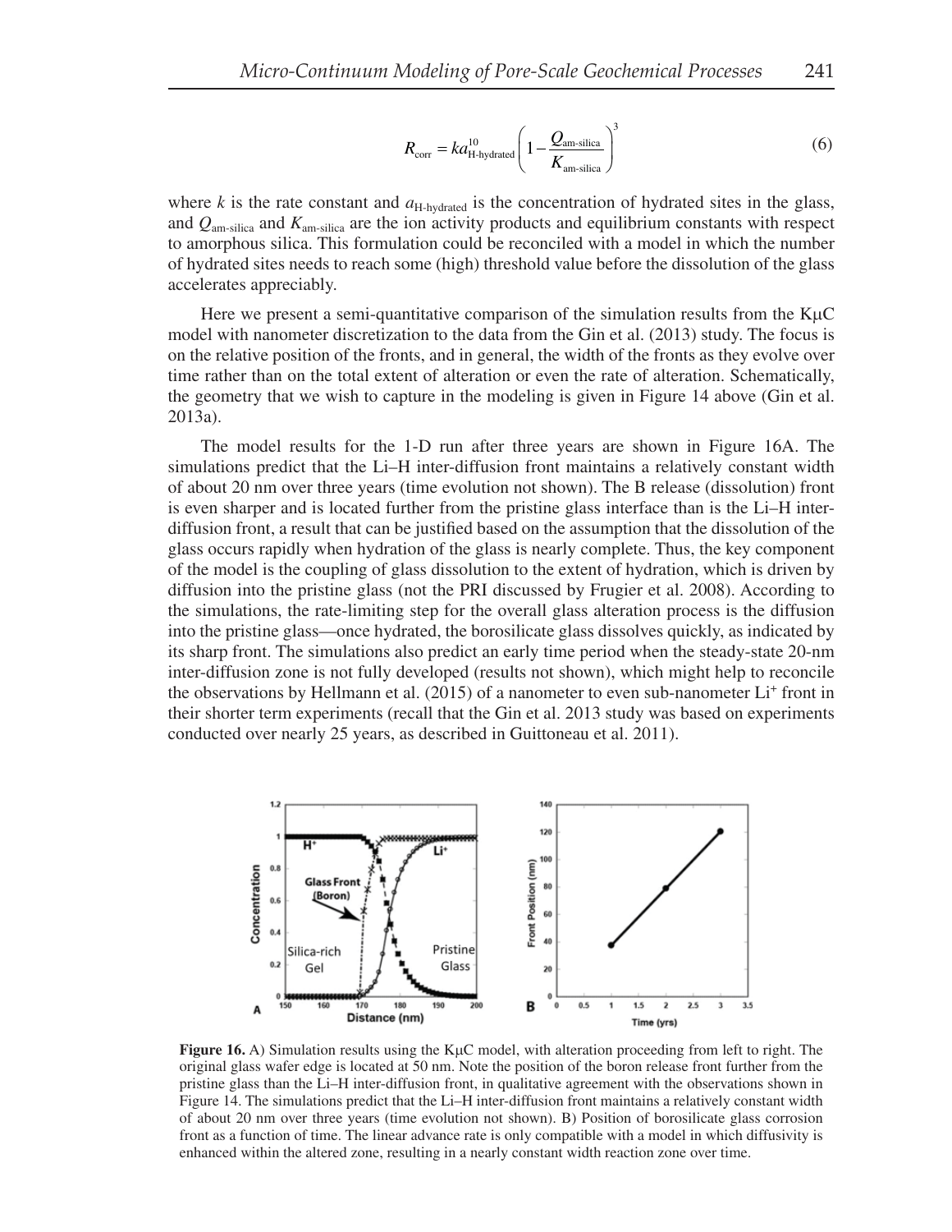$$R_{corr} = k a_{\text{H-hydrated}}^{10}\left(1 - \frac{Q_{\text{am-silica}}}{K_{\text{am-silica}}}\right)^3 \tag{6}$$

where $k$ is the rate constant and $a_{\text{H-hydrated}}$ is the concentration of hydrated sites in the glass, and $Q_{\text{am-silica}}$ and $K_{\text{am-silica}}$ are the ion activity products and equilibrium constants with respect to amorphous silica. This formulation could be reconciled with a model in which the number of hydrated sites needs to reach some (high) threshold value before the dissolution of the glass accelerates appreciably.

Here we present a semi-quantitative comparison of the simulation results from the KμC model with nanometer discretization to the data from the Gin et al. (2013) study. The focus is on the relative position of the fronts, and in general, the width of the fronts as they evolve over time rather than on the total extent of alteration or even the rate of alteration. Schematically, the geometry that we wish to capture in the modeling is given in Figure 14 above (Gin et al. 2013a).

The model results for the 1-D run after three years are shown in Figure 16A. The simulations predict that the Li–H inter-diffusion front maintains a relatively constant width of about 20 nm over three years (time evolution not shown). The B release (dissolution) front is even sharper and is located further from the pristine glass interface than is the Li–H inter-diffusion front, a result that can be justified based on the assumption that the dissolution of the glass occurs rapidly when hydration of the glass is nearly complete. Thus, the key component of the model is the coupling of glass dissolution to the extent of hydration, which is driven by diffusion into the pristine glass (not the PRI discussed by Frugier et al. 2008). According to the simulations, the rate-limiting step for the overall glass alteration process is the diffusion into the pristine glass—once hydrated, the borosilicate glass dissolves quickly, as indicated by its sharp front. The simulations also predict an early time period when the steady-state 20-nm inter-diffusion zone is not fully developed (results not shown), which might help to reconcile the observations by Hellmann et al. (2015) of a nanometer to even sub-nanometer $Li^+$ front in their shorter term experiments (recall that the Gin et al. 2013 study was based on experiments conducted over nearly 25 years, as described in Guittoneau et al. 2011).

A
Concentration
Distance (nm)
H⁺
Li⁺
Glass Front (Boron)
Silica-rich Gel
Pristine Glass
1.2, 1, 0.8, 0.6, 0.4, 0.2, 0
150, 160, 170, 180, 190, 200

B
Front Position (nm)
Time (yrs)
140, 120, 100, 80, 60, 40, 20, 0
0, 0.5, 1, 1.5, 2, 2.5, 3, 3.5

**Figure 16.** A) Simulation results using the KμC model, with alteration proceeding from left to right. The original glass wafer edge is located at 50 nm. Note the position of the boron release front further from the pristine glass than the Li–H inter-diffusion front, in qualitative agreement with the observations shown in Figure 14. The simulations predict that the Li–H inter-diffusion front maintains a relatively constant width of about 20 nm over three years (time evolution not shown). B) Position of borosilicate glass corrosion front as a function of time. The linear advance rate is only compatible with a model in which diffusivity is enhanced within the altered zone, resulting in a nearly constant width reaction zone over time.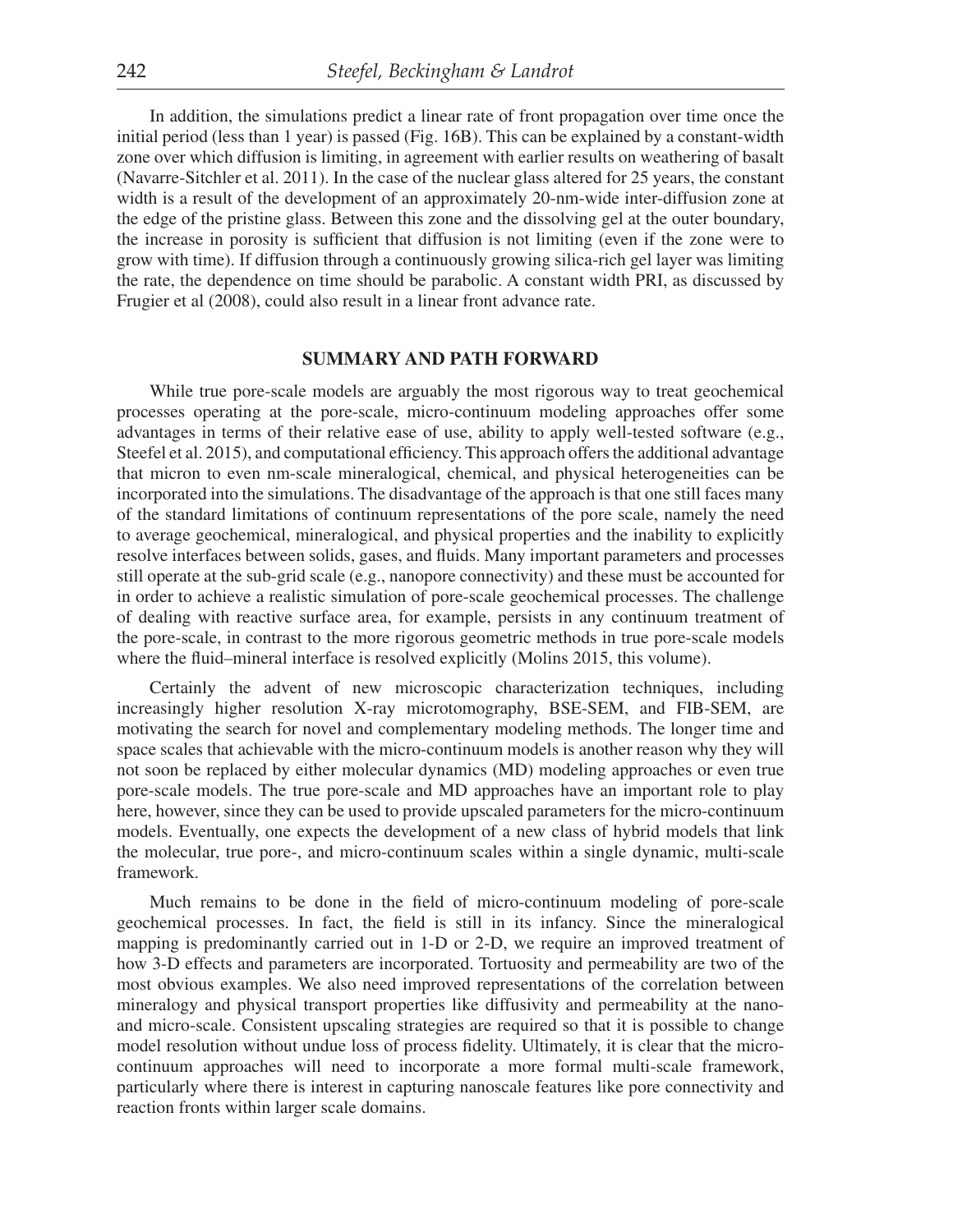In addition, the simulations predict a linear rate of front propagation over time once the initial period (less than 1 year) is passed (Fig. 16B). This can be explained by a constant-width zone over which diffusion is limiting, in agreement with earlier results on weathering of basalt (Navarre-Sitchler et al. 2011). In the case of the nuclear glass altered for 25 years, the constant width is a result of the development of an approximately 20-nm-wide inter-diffusion zone at the edge of the pristine glass. Between this zone and the dissolving gel at the outer boundary, the increase in porosity is sufficient that diffusion is not limiting (even if the zone were to grow with time). If diffusion through a continuously growing silica-rich gel layer was limiting the rate, the dependence on time should be parabolic. A constant width PRI, as discussed by Frugier et al (2008), could also result in a linear front advance rate.

## SUMMARY AND PATH FORWARD

While true pore-scale models are arguably the most rigorous way to treat geochemical processes operating at the pore-scale, micro-continuum modeling approaches offer some advantages in terms of their relative ease of use, ability to apply well-tested software (e.g., Steefel et al. 2015), and computational efficiency. This approach offers the additional advantage that micron to even nm-scale mineralogical, chemical, and physical heterogeneities can be incorporated into the simulations. The disadvantage of the approach is that one still faces many of the standard limitations of continuum representations of the pore scale, namely the need to average geochemical, mineralogical, and physical properties and the inability to explicitly resolve interfaces between solids, gases, and fluids. Many important parameters and processes still operate at the sub-grid scale (e.g., nanopore connectivity) and these must be accounted for in order to achieve a realistic simulation of pore-scale geochemical processes. The challenge of dealing with reactive surface area, for example, persists in any continuum treatment of the pore-scale, in contrast to the more rigorous geometric methods in true pore-scale models where the fluid–mineral interface is resolved explicitly (Molins 2015, this volume).

Certainly the advent of new microscopic characterization techniques, including increasingly higher resolution X-ray microtomography, BSE-SEM, and FIB-SEM, are motivating the search for novel and complementary modeling methods. The longer time and space scales that achievable with the micro-continuum models is another reason why they will not soon be replaced by either molecular dynamics (MD) modeling approaches or even true pore-scale models. The true pore-scale and MD approaches have an important role to play here, however, since they can be used to provide upscaled parameters for the micro-continuum models. Eventually, one expects the development of a new class of hybrid models that link the molecular, true pore-, and micro-continuum scales within a single dynamic, multi-scale framework.

Much remains to be done in the field of micro-continuum modeling of pore-scale geochemical processes. In fact, the field is still in its infancy. Since the mineralogical mapping is predominantly carried out in 1-D or 2-D, we require an improved treatment of how 3-D effects and parameters are incorporated. Tortuosity and permeability are two of the most obvious examples. We also need improved representations of the correlation between mineralogy and physical transport properties like diffusivity and permeability at the nano- and micro-scale. Consistent upscaling strategies are required so that it is possible to change model resolution without undue loss of process fidelity. Ultimately, it is clear that the micro-continuum approaches will need to incorporate a more formal multi-scale framework, particularly where there is interest in capturing nanoscale features like pore connectivity and reaction fronts within larger scale domains.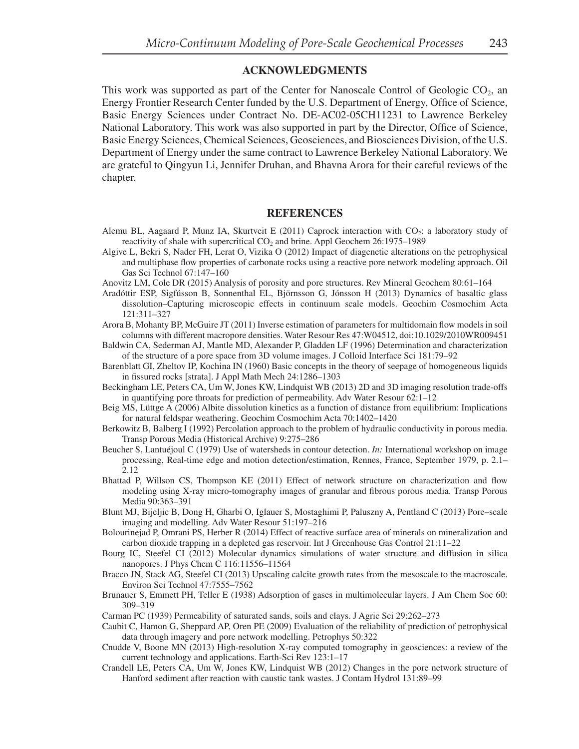## ACKNOWLEDGMENTS

This work was supported as part of the Center for Nanoscale Control of Geologic $CO_2$, an Energy Frontier Research Center funded by the U.S. Department of Energy, Office of Science, Basic Energy Sciences under Contract No. DE-AC02-05CH11231 to Lawrence Berkeley National Laboratory. This work was also supported in part by the Director, Office of Science, Basic Energy Sciences, Chemical Sciences, Geosciences, and Biosciences Division, of the U.S. Department of Energy under the same contract to Lawrence Berkeley National Laboratory. We are grateful to Qingyun Li, Jennifer Druhan, and Bhavna Arora for their careful reviews of the chapter.

## REFERENCES

Alemu BL, Aagaard P, Munz IA, Skurtveit E (2011) Caprock interaction with $CO_2$: a laboratory study of reactivity of shale with supercritical $CO_2$ and brine. Appl Geochem 26:1975–1989

Algive L, Bekri S, Nader FH, Lerat O, Vizika O (2012) Impact of diagenetic alterations on the petrophysical and multiphase flow properties of carbonate rocks using a reactive pore network modeling approach. Oil Gas Sci Technol 67:147–160

Anovitz LM, Cole DR (2015) Analysis of porosity and pore structures. Rev Mineral Geochem 80:61–164

Aradóttir ESP, Sigfússon B, Sonnenthal EL, Björnsson G, Jónsson H (2013) Dynamics of basaltic glass dissolution–Capturing microscopic effects in continuum scale models. Geochim Cosmochim Acta 121:311–327

Arora B, Mohanty BP, McGuire JT (2011) Inverse estimation of parameters for multidomain flow models in soil columns with different macropore densities. Water Resour Res 47:W04512, doi:10.1029/2010WR009451

Baldwin CA, Sederman AJ, Mantle MD, Alexander P, Gladden LF (1996) Determination and characterization of the structure of a pore space from 3D volume images. J Colloid Interface Sci 181:79–92

Barenblatt GI, Zheltov IP, Kochina IN (1960) Basic concepts in the theory of seepage of homogeneous liquids in fissured rocks [strata]. J Appl Math Mech 24:1286–1303

Beckingham LE, Peters CA, Um W, Jones KW, Lindquist WB (2013) 2D and 3D imaging resolution trade-offs in quantifying pore throats for prediction of permeability. Adv Water Resour 62:1–12

Beig MS, Lüttge A (2006) Albite dissolution kinetics as a function of distance from equilibrium: Implications for natural feldspar weathering. Geochim Cosmochim Acta 70:1402–1420

Berkowitz B, Balberg I (1992) Percolation approach to the problem of hydraulic conductivity in porous media. Transp Porous Media (Historical Archive) 9:275–286

Beucher S, Lantuéjoul C (1979) Use of watersheds in contour detection. *In:* International workshop on image processing, Real-time edge and motion detection/estimation, Rennes, France, September 1979, p. 2.1–2.12

Bhattad P, Willson CS, Thompson KE (2011) Effect of network structure on characterization and flow modeling using X-ray micro-tomography images of granular and fibrous porous media. Transp Porous Media 90:363–391

Blunt MJ, Bijeljic B, Dong H, Gharbi O, Iglauer S, Mostaghimi P, Paluszny A, Pentland C (2013) Pore–scale imaging and modelling. Adv Water Resour 51:197–216

Bolourinejad P, Omrani PS, Herber R (2014) Effect of reactive surface area of minerals on mineralization and carbon dioxide trapping in a depleted gas reservoir. Int J Greenhouse Gas Control 21:11–22

Bourg IC, Steefel CI (2012) Molecular dynamics simulations of water structure and diffusion in silica nanopores. J Phys Chem C 116:11556–11564

Bracco JN, Stack AG, Steefel CI (2013) Upscaling calcite growth rates from the mesoscale to the macroscale. Environ Sci Technol 47:7555–7562

Brunauer S, Emmett PH, Teller E (1938) Adsorption of gases in multimolecular layers. J Am Chem Soc 60: 309–319

Carman PC (1939) Permeability of saturated sands, soils and clays. J Agric Sci 29:262–273

Caubit C, Hamon G, Sheppard AP, Oren PE (2009) Evaluation of the reliability of prediction of petrophysical data through imagery and pore network modelling. Petrophys 50:322

Cnudde V, Boone MN (2013) High-resolution X-ray computed tomography in geosciences: a review of the current technology and applications. Earth-Sci Rev 123:1–17

Crandell LE, Peters CA, Um W, Jones KW, Lindquist WB (2012) Changes in the pore network structure of Hanford sediment after reaction with caustic tank wastes. J Contam Hydrol 131:89–99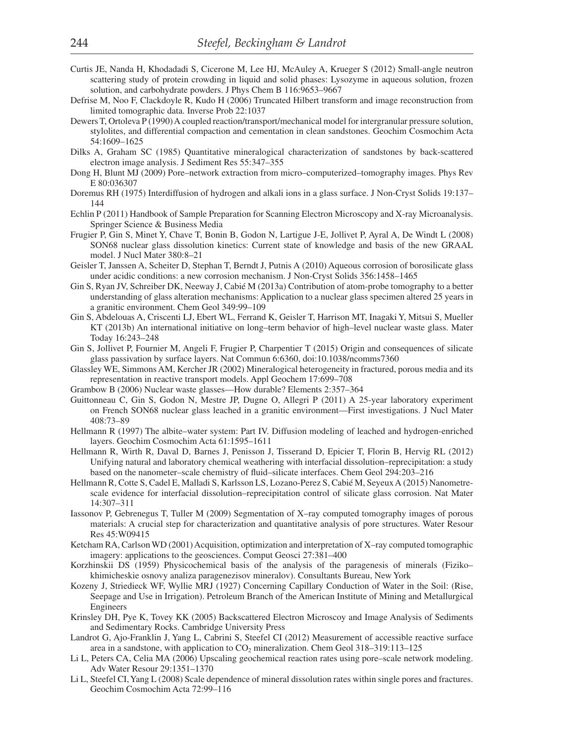Curtis JE, Nanda H, Khodadadi S, Cicerone M, Lee HJ, McAuley A, Krueger S (2012) Small-angle neutron scattering study of protein crowding in liquid and solid phases: Lysozyme in aqueous solution, frozen solution, and carbohydrate powders. J Phys Chem B 116:9653–9667

Defrise M, Noo F, Clackdoyle R, Kudo H (2006) Truncated Hilbert transform and image reconstruction from limited tomographic data. Inverse Prob 22:1037

Dewers T, Ortoleva P (1990) A coupled reaction/transport/mechanical model for intergranular pressure solution, stylolites, and differential compaction and cementation in clean sandstones. Geochim Cosmochim Acta 54:1609–1625

Dilks A, Graham SC (1985) Quantitative mineralogical characterization of sandstones by back-scattered electron image analysis. J Sediment Res 55:347–355

Dong H, Blunt MJ (2009) Pore–network extraction from micro–computerized–tomography images. Phys Rev E 80:036307

Doremus RH (1975) Interdiffusion of hydrogen and alkali ions in a glass surface. J Non-Cryst Solids 19:137–144

Echlin P (2011) Handbook of Sample Preparation for Scanning Electron Microscopy and X-ray Microanalysis. Springer Science & Business Media

Frugier P, Gin S, Minet Y, Chave T, Bonin B, Godon N, Lartigue J-E, Jollivet P, Ayral A, De Windt L (2008) SON68 nuclear glass dissolution kinetics: Current state of knowledge and basis of the new GRAAL model. J Nucl Mater 380:8–21

Geisler T, Janssen A, Scheiter D, Stephan T, Berndt J, Putnis A (2010) Aqueous corrosion of borosilicate glass under acidic conditions: a new corrosion mechanism. J Non-Cryst Solids 356:1458–1465

Gin S, Ryan JV, Schreiber DK, Neeway J, Cabié M (2013a) Contribution of atom-probe tomography to a better understanding of glass alteration mechanisms: Application to a nuclear glass specimen altered 25 years in a granitic environment. Chem Geol 349:99–109

Gin S, Abdelouas A, Criscenti LJ, Ebert WL, Ferrand K, Geisler T, Harrison MT, Inagaki Y, Mitsui S, Mueller KT (2013b) An international initiative on long–term behavior of high–level nuclear waste glass. Mater Today 16:243–248

Gin S, Jollivet P, Fournier M, Angeli F, Frugier P, Charpentier T (2015) Origin and consequences of silicate glass passivation by surface layers. Nat Commun 6:6360, doi:10.1038/ncomms7360

Glassley WE, Simmons AM, Kercher JR (2002) Mineralogical heterogeneity in fractured, porous media and its representation in reactive transport models. Appl Geochem 17:699–708

Grambow B (2006) Nuclear waste glasses—How durable? Elements 2:357–364

Guittonneau C, Gin S, Godon N, Mestre JP, Dugne O, Allegri P (2011) A 25-year laboratory experiment on French SON68 nuclear glass leached in a granitic environment—First investigations. J Nucl Mater 408:73–89

Hellmann R (1997) The albite–water system: Part IV. Diffusion modeling of leached and hydrogen-enriched layers. Geochim Cosmochim Acta 61:1595–1611

Hellmann R, Wirth R, Daval D, Barnes J, Penisson J, Tisserand D, Epicier T, Florin B, Hervig RL (2012) Unifying natural and laboratory chemical weathering with interfacial dissolution–reprecipitation: a study based on the nanometer–scale chemistry of fluid–silicate interfaces. Chem Geol 294:203–216

Hellmann R, Cotte S, Cadel E, Malladi S, Karlsson LS, Lozano-Perez S, Cabié M, Seyeux A (2015) Nanometre-scale evidence for interfacial dissolution–reprecipitation control of silicate glass corrosion. Nat Mater 14:307–311

Iassonov P, Gebrenegus T, Tuller M (2009) Segmentation of X–ray computed tomography images of porous materials: A crucial step for characterization and quantitative analysis of pore structures. Water Resour Res 45:W09415

Ketcham RA, Carlson WD (2001) Acquisition, optimization and interpretation of X–ray computed tomographic imagery: applications to the geosciences. Comput Geosci 27:381–400

Korzhinskii DS (1959) Physicochemical basis of the analysis of the paragenesis of minerals (Fiziko–khimicheskie osnovy analiza paragenezisov mineralov). Consultants Bureau, New York

Kozeny J, Striedieck WF, Wyllie MRJ (1927) Concerning Capillary Conduction of Water in the Soil: (Rise, Seepage and Use in Irrigation). Petroleum Branch of the American Institute of Mining and Metallurgical Engineers

Krinsley DH, Pye K, Tovey KK (2005) Backscattered Electron Microscoy and Image Analysis of Sediments and Sedimentary Rocks. Cambridge University Press

Landrot G, Ajo-Franklin J, Yang L, Cabrini S, Steefel CI (2012) Measurement of accessible reactive surface area in a sandstone, with application to $CO_2$ mineralization. Chem Geol 318–319:113–125

Li L, Peters CA, Celia MA (2006) Upscaling geochemical reaction rates using pore–scale network modeling. Adv Water Resour 29:1351–1370

Li L, Steefel CI, Yang L (2008) Scale dependence of mineral dissolution rates within single pores and fractures. Geochim Cosmochim Acta 72:99–116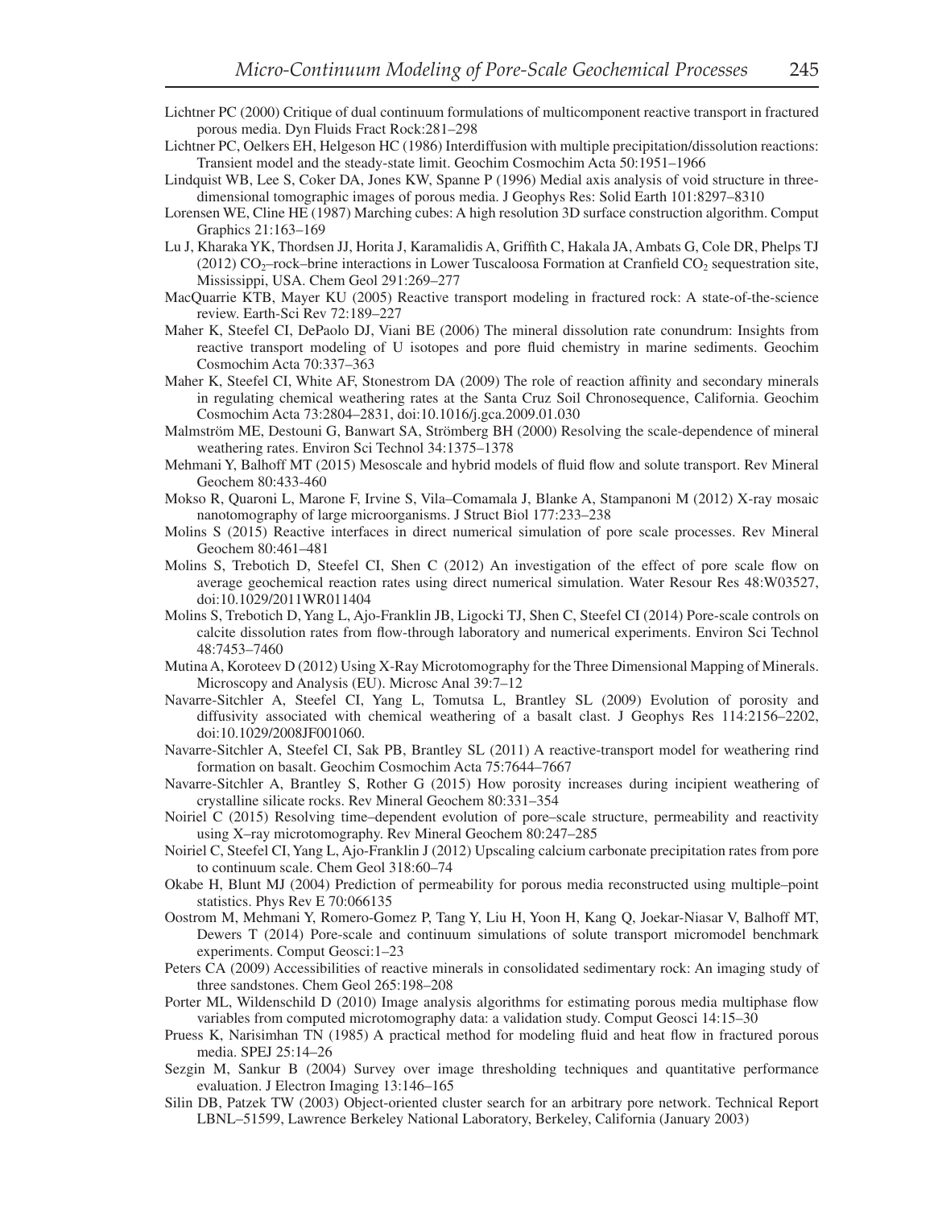Lichtner PC (2000) Critique of dual continuum formulations of multicomponent reactive transport in fractured porous media. Dyn Fluids Fract Rock:281–298

Lichtner PC, Oelkers EH, Helgeson HC (1986) Interdiffusion with multiple precipitation/dissolution reactions: Transient model and the steady-state limit. Geochim Cosmochim Acta 50:1951–1966

Lindquist WB, Lee S, Coker DA, Jones KW, Spanne P (1996) Medial axis analysis of void structure in three-dimensional tomographic images of porous media. J Geophys Res: Solid Earth 101:8297–8310

Lorensen WE, Cline HE (1987) Marching cubes: A high resolution 3D surface construction algorithm. Comput Graphics 21:163–169

Lu J, Kharaka YK, Thordsen JJ, Horita J, Karamalidis A, Griffith C, Hakala JA, Ambats G, Cole DR, Phelps TJ (2012) $CO_2$–rock–brine interactions in Lower Tuscaloosa Formation at Cranfield $CO_2$ sequestration site, Mississippi, USA. Chem Geol 291:269–277

MacQuarrie KTB, Mayer KU (2005) Reactive transport modeling in fractured rock: A state-of-the-science review. Earth-Sci Rev 72:189–227

Maher K, Steefel CI, DePaolo DJ, Viani BE (2006) The mineral dissolution rate conundrum: Insights from reactive transport modeling of U isotopes and pore fluid chemistry in marine sediments. Geochim Cosmochim Acta 70:337–363

Maher K, Steefel CI, White AF, Stonestrom DA (2009) The role of reaction affinity and secondary minerals in regulating chemical weathering rates at the Santa Cruz Soil Chronosequence, California. Geochim Cosmochim Acta 73:2804–2831, doi:10.1016/j.gca.2009.01.030

Malmström ME, Destouni G, Banwart SA, Strömberg BH (2000) Resolving the scale-dependence of mineral weathering rates. Environ Sci Technol 34:1375–1378

Mehmani Y, Balhoff MT (2015) Mesoscale and hybrid models of fluid flow and solute transport. Rev Mineral Geochem 80:433-460

Mokso R, Quaroni L, Marone F, Irvine S, Vila–Comamala J, Blanke A, Stampanoni M (2012) X-ray mosaic nanotomography of large microorganisms. J Struct Biol 177:233–238

Molins S (2015) Reactive interfaces in direct numerical simulation of pore scale processes. Rev Mineral Geochem 80:461–481

Molins S, Trebotich D, Steefel CI, Shen C (2012) An investigation of the effect of pore scale flow on average geochemical reaction rates using direct numerical simulation. Water Resour Res 48:W03527, doi:10.1029/2011WR011404

Molins S, Trebotich D, Yang L, Ajo-Franklin JB, Ligocki TJ, Shen C, Steefel CI (2014) Pore-scale controls on calcite dissolution rates from flow-through laboratory and numerical experiments. Environ Sci Technol 48:7453–7460

Mutina A, Koroteev D (2012) Using X-Ray Microtomography for the Three Dimensional Mapping of Minerals. Microscopy and Analysis (EU). Microsc Anal 39:7–12

Navarre-Sitchler A, Steefel CI, Yang L, Tomutsa L, Brantley SL (2009) Evolution of porosity and diffusivity associated with chemical weathering of a basalt clast. J Geophys Res 114:2156–2202, doi:10.1029/2008JF001060.

Navarre-Sitchler A, Steefel CI, Sak PB, Brantley SL (2011) A reactive-transport model for weathering rind formation on basalt. Geochim Cosmochim Acta 75:7644–7667

Navarre-Sitchler A, Brantley S, Rother G (2015) How porosity increases during incipient weathering of crystalline silicate rocks. Rev Mineral Geochem 80:331–354

Noiriel C (2015) Resolving time–dependent evolution of pore–scale structure, permeability and reactivity using X–ray microtomography. Rev Mineral Geochem 80:247–285

Noiriel C, Steefel CI, Yang L, Ajo-Franklin J (2012) Upscaling calcium carbonate precipitation rates from pore to continuum scale. Chem Geol 318:60–74

Okabe H, Blunt MJ (2004) Prediction of permeability for porous media reconstructed using multiple–point statistics. Phys Rev E 70:066135

Oostrom M, Mehmani Y, Romero-Gomez P, Tang Y, Liu H, Yoon H, Kang Q, Joekar-Niasar V, Balhoff MT, Dewers T (2014) Pore-scale and continuum simulations of solute transport micromodel benchmark experiments. Comput Geosci:1–23

Peters CA (2009) Accessibilities of reactive minerals in consolidated sedimentary rock: An imaging study of three sandstones. Chem Geol 265:198–208

Porter ML, Wildenschild D (2010) Image analysis algorithms for estimating porous media multiphase flow variables from computed microtomography data: a validation study. Comput Geosci 14:15–30

Pruess K, Narisimhan TN (1985) A practical method for modeling fluid and heat flow in fractured porous media. SPEJ 25:14–26

Sezgin M, Sankur B (2004) Survey over image thresholding techniques and quantitative performance evaluation. J Electron Imaging 13:146–165

Silin DB, Patzek TW (2003) Object-oriented cluster search for an arbitrary pore network. Technical Report LBNL–51599, Lawrence Berkeley National Laboratory, Berkeley, California (January 2003)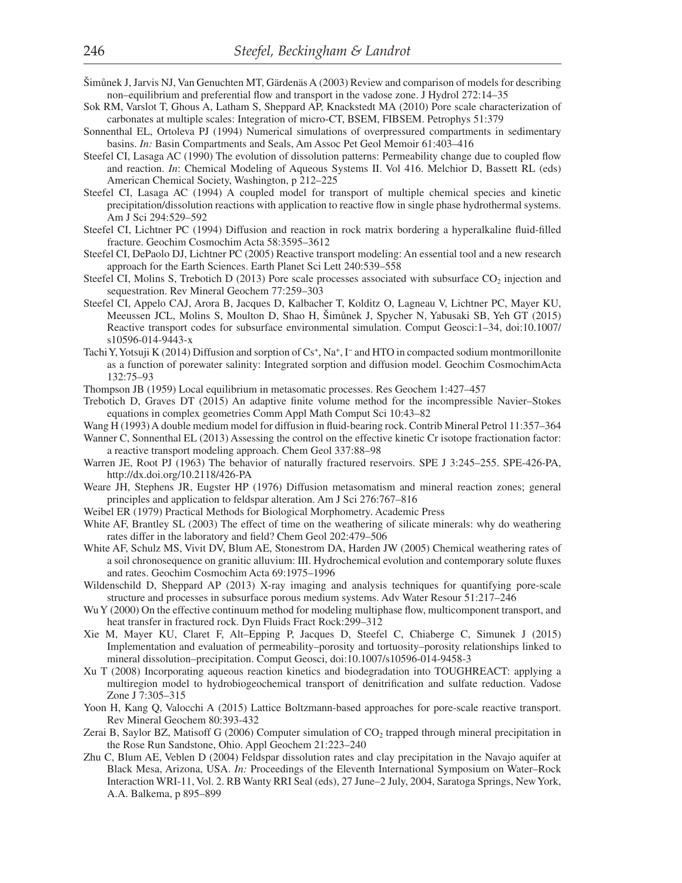Šimůnek J, Jarvis NJ, Van Genuchten MT, Gärdenäs A (2003) Review and comparison of models for describing non–equilibrium and preferential flow and transport in the vadose zone. J Hydrol 272:14–35

Sok RM, Varslot T, Ghous A, Latham S, Sheppard AP, Knackstedt MA (2010) Pore scale characterization of carbonates at multiple scales: Integration of micro-CT, BSEM, FIBSEM. Petrophys 51:379

Sonnenthal EL, Ortoleva PJ (1994) Numerical simulations of overpressured compartments in sedimentary basins. *In:* Basin Compartments and Seals, Am Assoc Pet Geol Memoir 61:403–416

Steefel CI, Lasaga AC (1990) The evolution of dissolution patterns: Permeability change due to coupled flow and reaction. *In*: Chemical Modeling of Aqueous Systems II. Vol 416. Melchior D, Bassett RL (eds) American Chemical Society, Washington, p 212–225

Steefel CI, Lasaga AC (1994) A coupled model for transport of multiple chemical species and kinetic precipitation/dissolution reactions with application to reactive flow in single phase hydrothermal systems. Am J Sci 294:529–592

Steefel CI, Lichtner PC (1994) Diffusion and reaction in rock matrix bordering a hyperalkaline fluid-filled fracture. Geochim Cosmochim Acta 58:3595–3612

Steefel CI, DePaolo DJ, Lichtner PC (2005) Reactive transport modeling: An essential tool and a new research approach for the Earth Sciences. Earth Planet Sci Lett 240:539–558

Steefel CI, Molins S, Trebotich D (2013) Pore scale processes associated with subsurface $CO_2$ injection and sequestration. Rev Mineral Geochem 77:259–303

Steefel CI, Appelo CAJ, Arora B, Jacques D, Kalbacher T, Kolditz O, Lagneau V, Lichtner PC, Mayer KU, Meeussen JCL, Molins S, Moulton D, Shao H, Šimůnek J, Spycher N, Yabusaki SB, Yeh GT (2015) Reactive transport codes for subsurface environmental simulation. Comput Geosci:1–34, doi:10.1007/s10596-014-9443-x

Tachi Y, Yotsuji K (2014) Diffusion and sorption of $Cs^+$, $Na^+$, $I^-$ and HTO in compacted sodium montmorillonite as a function of porewater salinity: Integrated sorption and diffusion model. Geochim CosmochimActa 132:75–93

Thompson JB (1959) Local equilibrium in metasomatic processes. Res Geochem 1:427–457

Trebotich D, Graves DT (2015) An adaptive finite volume method for the incompressible Navier–Stokes equations in complex geometries Comm Appl Math Comput Sci 10:43–82

Wang H (1993) A double medium model for diffusion in fluid-bearing rock. Contrib Mineral Petrol 11:357–364

Wanner C, Sonnenthal EL (2013) Assessing the control on the effective kinetic Cr isotope fractionation factor: a reactive transport modeling approach. Chem Geol 337:88–98

Warren JE, Root PJ (1963) The behavior of naturally fractured reservoirs. SPE J 3:245–255. SPE-426-PA, http://dx.doi.org/10.2118/426-PA

Weare JH, Stephens JR, Eugster HP (1976) Diffusion metasomatism and mineral reaction zones; general principles and application to feldspar alteration. Am J Sci 276:767–816

Weibel ER (1979) Practical Methods for Biological Morphometry. Academic Press

White AF, Brantley SL (2003) The effect of time on the weathering of silicate minerals: why do weathering rates differ in the laboratory and field? Chem Geol 202:479–506

White AF, Schulz MS, Vivit DV, Blum AE, Stonestrom DA, Harden JW (2005) Chemical weathering rates of a soil chronosequence on granitic alluvium: III. Hydrochemical evolution and contemporary solute fluxes and rates. Geochim Cosmochim Acta 69:1975–1996

Wildenschild D, Sheppard AP (2013) X-ray imaging and analysis techniques for quantifying pore-scale structure and processes in subsurface porous medium systems. Adv Water Resour 51:217–246

Wu Y (2000) On the effective continuum method for modeling multiphase flow, multicomponent transport, and heat transfer in fractured rock. Dyn Fluids Fract Rock:299–312

Xie M, Mayer KU, Claret F, Alt–Epping P, Jacques D, Steefel C, Chiaberge C, Simunek J (2015) Implementation and evaluation of permeability–porosity and tortuosity–porosity relationships linked to mineral dissolution–precipitation. Comput Geosci, doi:10.1007/s10596-014-9458-3

Xu T (2008) Incorporating aqueous reaction kinetics and biodegradation into TOUGHREACT: applying a multiregion model to hydrobiogeochemical transport of denitrification and sulfate reduction. Vadose Zone J 7:305–315

Yoon H, Kang Q, Valocchi A (2015) Lattice Boltzmann-based approaches for pore-scale reactive transport. Rev Mineral Geochem 80:393-432

Zerai B, Saylor BZ, Matisoff G (2006) Computer simulation of $CO_2$ trapped through mineral precipitation in the Rose Run Sandstone, Ohio. Appl Geochem 21:223–240

Zhu C, Blum AE, Veblen D (2004) Feldspar dissolution rates and clay precipitation in the Navajo aquifer at Black Mesa, Arizona, USA. *In:* Proceedings of the Eleventh International Symposium on Water–Rock Interaction WRI-11, Vol. 2. RB Wanty RRI Seal (eds), 27 June–2 July, 2004, Saratoga Springs, New York, A.A. Balkema, p 895–899